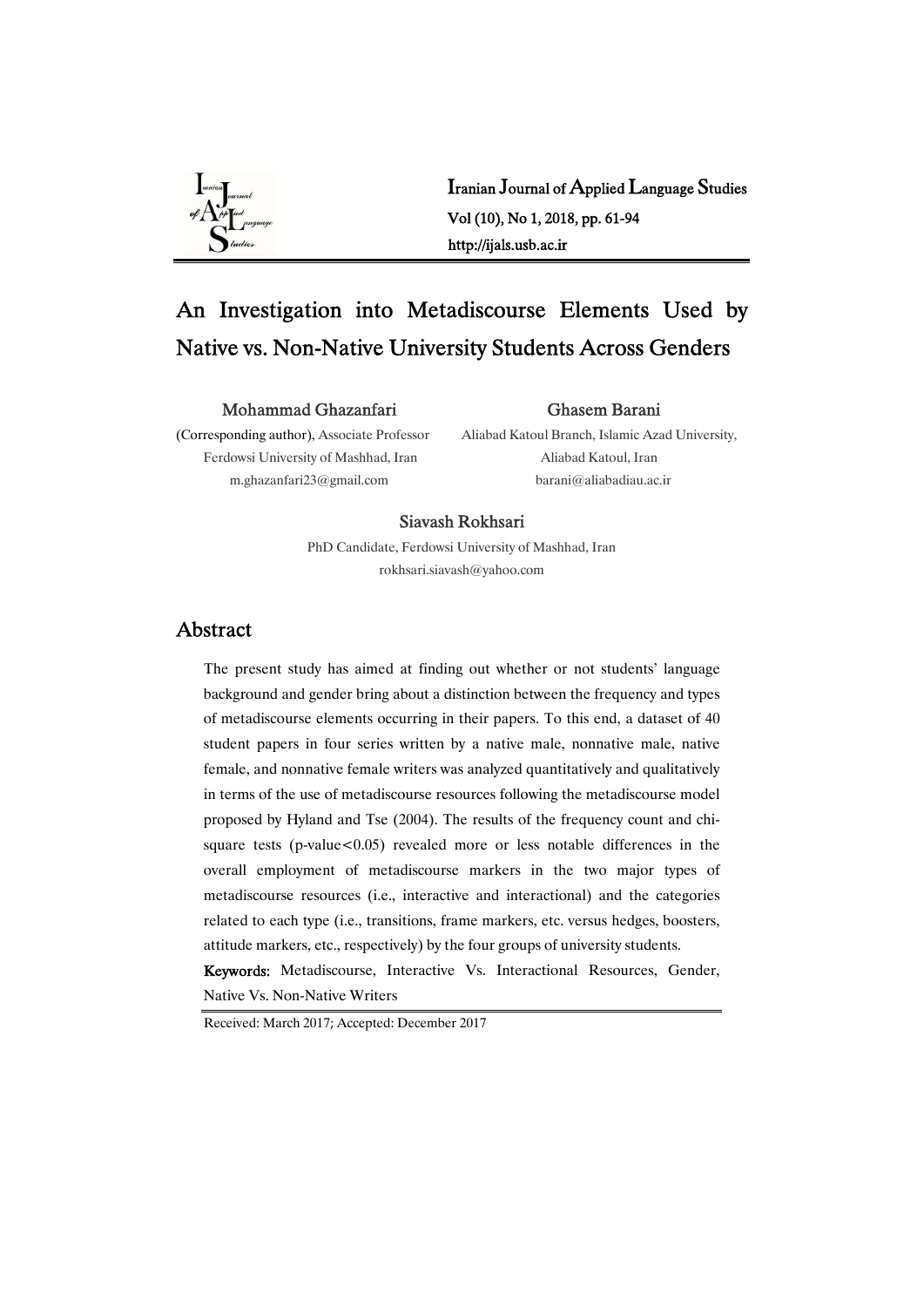# An Investigation into Metadiscourse Elements Used by Native vs. Non-Native University Students Across Genders

**Mohammad Ghazanfari**
(Corresponding author), Associate Professor
Ferdowsi University of Mashhad, Iran
m.ghazanfari23@gmail.com

**Ghasem Barani**
Aliabad Katoul Branch, Islamic Azad University,
Aliabad Katoul, Iran
barani@aliabadiau.ac.ir

**Siavash Rokhsari**
PhD Candidate, Ferdowsi University of Mashhad, Iran
rokhsari.siavash@yahoo.com

## Abstract

The present study has aimed at finding out whether or not students' language background and gender bring about a distinction between the frequency and types of metadiscourse elements occurring in their papers. To this end, a dataset of 40 student papers in four series written by a native male, nonnative male, native female, and nonnative female writers was analyzed quantitatively and qualitatively in terms of the use of metadiscourse resources following the metadiscourse model proposed by Hyland and Tse (2004). The results of the frequency count and chi-square tests (p-value<0.05) revealed more or less notable differences in the overall employment of metadiscourse markers in the two major types of metadiscourse resources (i.e., interactive and interactional) and the categories related to each type (i.e., transitions, frame markers, etc. versus hedges, boosters, attitude markers, etc., respectively) by the four groups of university students.

**Keywords:** Metadiscourse, Interactive Vs. Interactional Resources, Gender, Native Vs. Non-Native Writers

Received: March 2017; Accepted: December 2017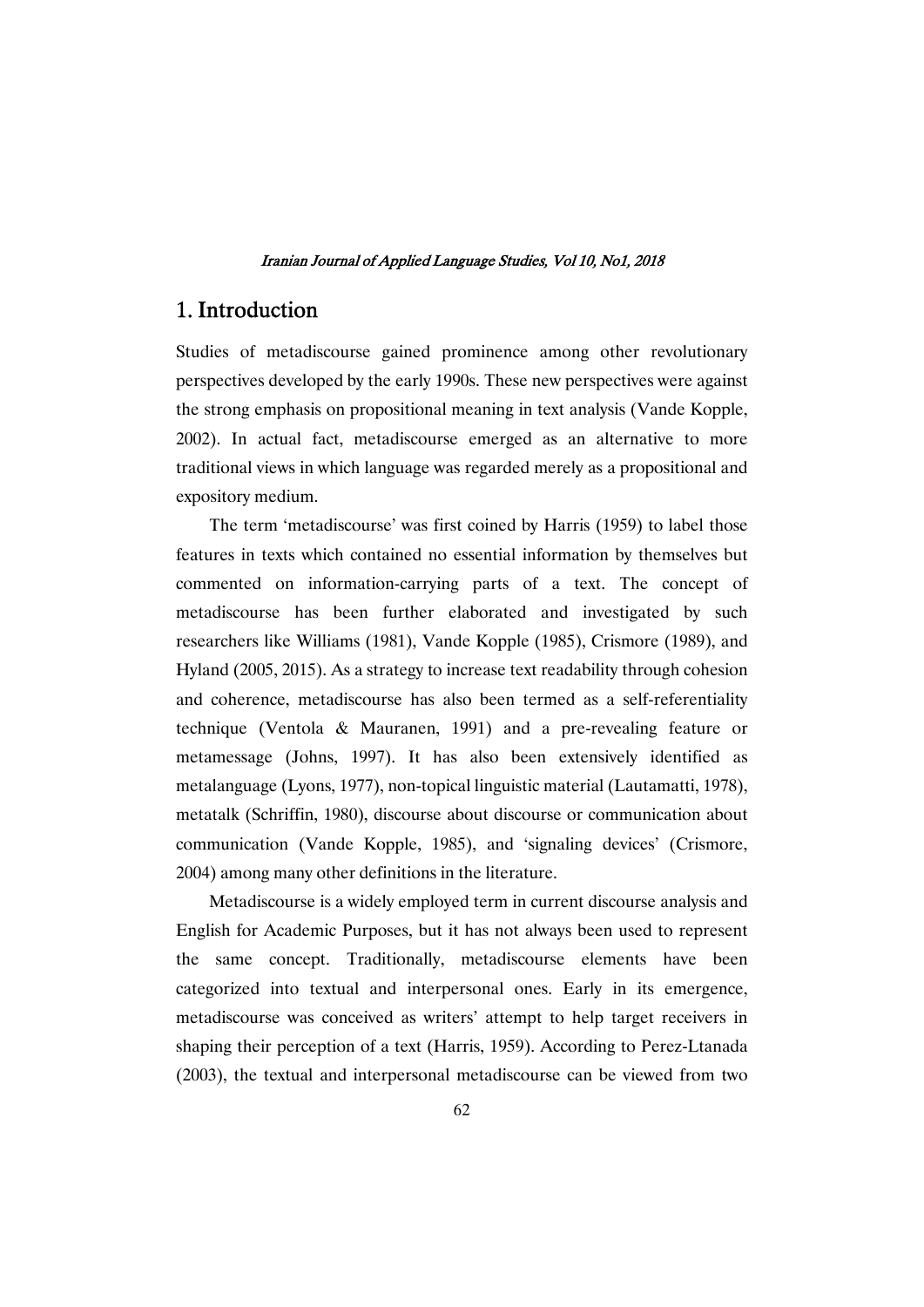## 1. Introduction

Studies of metadiscourse gained prominence among other revolutionary perspectives developed by the early 1990s. These new perspectives were against the strong emphasis on propositional meaning in text analysis (Vande Kopple, 2002). In actual fact, metadiscourse emerged as an alternative to more traditional views in which language was regarded merely as a propositional and expository medium.

The term 'metadiscourse' was first coined by Harris (1959) to label those features in texts which contained no essential information by themselves but commented on information-carrying parts of a text. The concept of metadiscourse has been further elaborated and investigated by such researchers like Williams (1981), Vande Kopple (1985), Crismore (1989), and Hyland (2005, 2015). As a strategy to increase text readability through cohesion and coherence, metadiscourse has also been termed as a self-referentiality technique (Ventola & Mauranen, 1991) and a pre-revealing feature or metamessage (Johns, 1997). It has also been extensively identified as metalanguage (Lyons, 1977), non-topical linguistic material (Lautamatti, 1978), metatalk (Schriffin, 1980), discourse about discourse or communication about communication (Vande Kopple, 1985), and 'signaling devices' (Crismore, 2004) among many other definitions in the literature.

Metadiscourse is a widely employed term in current discourse analysis and English for Academic Purposes, but it has not always been used to represent the same concept. Traditionally, metadiscourse elements have been categorized into textual and interpersonal ones. Early in its emergence, metadiscourse was conceived as writers' attempt to help target receivers in shaping their perception of a text (Harris, 1959). According to Perez-Ltanada (2003), the textual and interpersonal metadiscourse can be viewed from two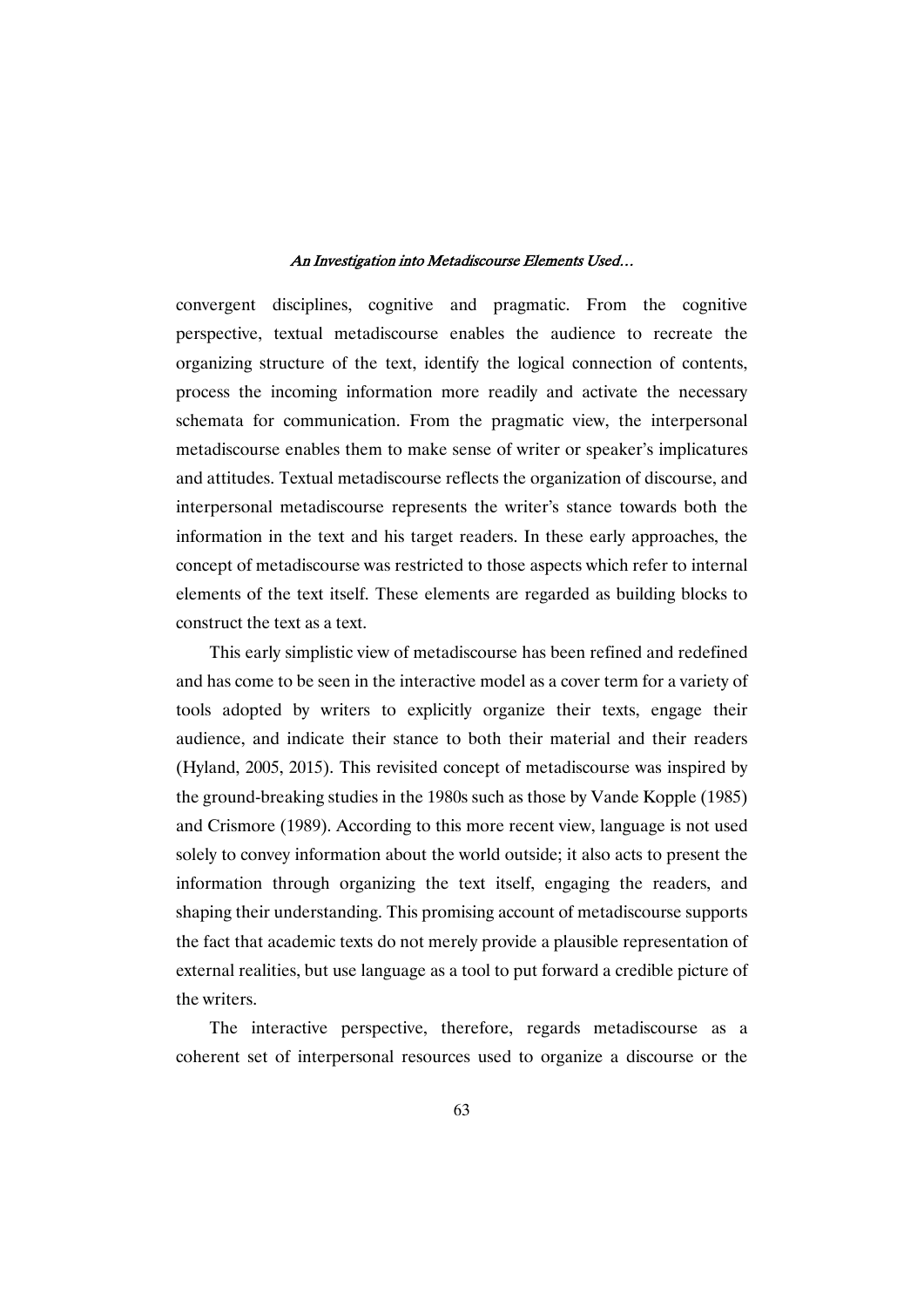convergent disciplines, cognitive and pragmatic. From the cognitive perspective, textual metadiscourse enables the audience to recreate the organizing structure of the text, identify the logical connection of contents, process the incoming information more readily and activate the necessary schemata for communication. From the pragmatic view, the interpersonal metadiscourse enables them to make sense of writer or speaker's implicatures and attitudes. Textual metadiscourse reflects the organization of discourse, and interpersonal metadiscourse represents the writer's stance towards both the information in the text and his target readers. In these early approaches, the concept of metadiscourse was restricted to those aspects which refer to internal elements of the text itself. These elements are regarded as building blocks to construct the text as a text.

This early simplistic view of metadiscourse has been refined and redefined and has come to be seen in the interactive model as a cover term for a variety of tools adopted by writers to explicitly organize their texts, engage their audience, and indicate their stance to both their material and their readers (Hyland, 2005, 2015). This revisited concept of metadiscourse was inspired by the ground-breaking studies in the 1980s such as those by Vande Kopple (1985) and Crismore (1989). According to this more recent view, language is not used solely to convey information about the world outside; it also acts to present the information through organizing the text itself, engaging the readers, and shaping their understanding. This promising account of metadiscourse supports the fact that academic texts do not merely provide a plausible representation of external realities, but use language as a tool to put forward a credible picture of the writers.

The interactive perspective, therefore, regards metadiscourse as a coherent set of interpersonal resources used to organize a discourse or the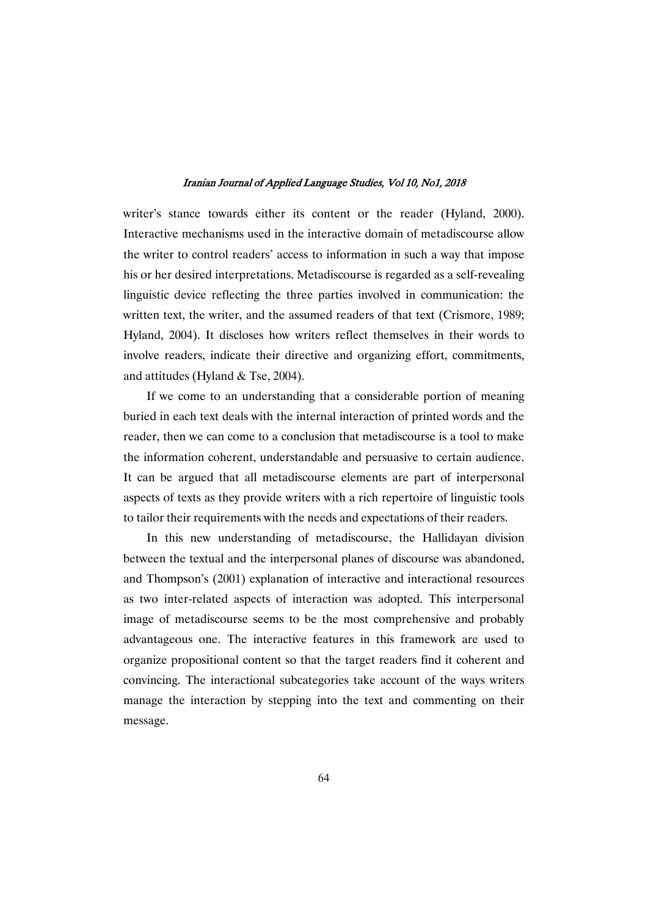writer's stance towards either its content or the reader (Hyland, 2000). Interactive mechanisms used in the interactive domain of metadiscourse allow the writer to control readers' access to information in such a way that impose his or her desired interpretations. Metadiscourse is regarded as a self-revealing linguistic device reflecting the three parties involved in communication: the written text, the writer, and the assumed readers of that text (Crismore, 1989; Hyland, 2004). It discloses how writers reflect themselves in their words to involve readers, indicate their directive and organizing effort, commitments, and attitudes (Hyland & Tse, 2004).

If we come to an understanding that a considerable portion of meaning buried in each text deals with the internal interaction of printed words and the reader, then we can come to a conclusion that metadiscourse is a tool to make the information coherent, understandable and persuasive to certain audience. It can be argued that all metadiscourse elements are part of interpersonal aspects of texts as they provide writers with a rich repertoire of linguistic tools to tailor their requirements with the needs and expectations of their readers.

In this new understanding of metadiscourse, the Hallidayan division between the textual and the interpersonal planes of discourse was abandoned, and Thompson's (2001) explanation of interactive and interactional resources as two inter-related aspects of interaction was adopted. This interpersonal image of metadiscourse seems to be the most comprehensive and probably advantageous one. The interactive features in this framework are used to organize propositional content so that the target readers find it coherent and convincing. The interactional subcategories take account of the ways writers manage the interaction by stepping into the text and commenting on their message.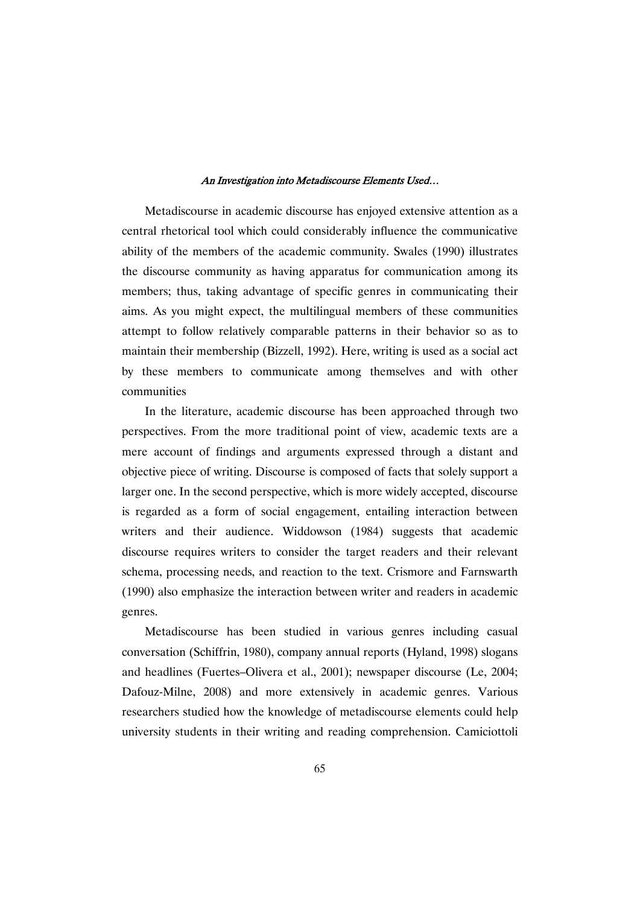Metadiscourse in academic discourse has enjoyed extensive attention as a central rhetorical tool which could considerably influence the communicative ability of the members of the academic community. Swales (1990) illustrates the discourse community as having apparatus for communication among its members; thus, taking advantage of specific genres in communicating their aims. As you might expect, the multilingual members of these communities attempt to follow relatively comparable patterns in their behavior so as to maintain their membership (Bizzell, 1992). Here, writing is used as a social act by these members to communicate among themselves and with other communities

In the literature, academic discourse has been approached through two perspectives. From the more traditional point of view, academic texts are a mere account of findings and arguments expressed through a distant and objective piece of writing. Discourse is composed of facts that solely support a larger one. In the second perspective, which is more widely accepted, discourse is regarded as a form of social engagement, entailing interaction between writers and their audience. Widdowson (1984) suggests that academic discourse requires writers to consider the target readers and their relevant schema, processing needs, and reaction to the text. Crismore and Farnswarth (1990) also emphasize the interaction between writer and readers in academic genres.

Metadiscourse has been studied in various genres including casual conversation (Schiffrin, 1980), company annual reports (Hyland, 1998) slogans and headlines (Fuertes–Olivera et al., 2001); newspaper discourse (Le, 2004; Dafouz-Milne, 2008) and more extensively in academic genres. Various researchers studied how the knowledge of metadiscourse elements could help university students in their writing and reading comprehension. Camiciottoli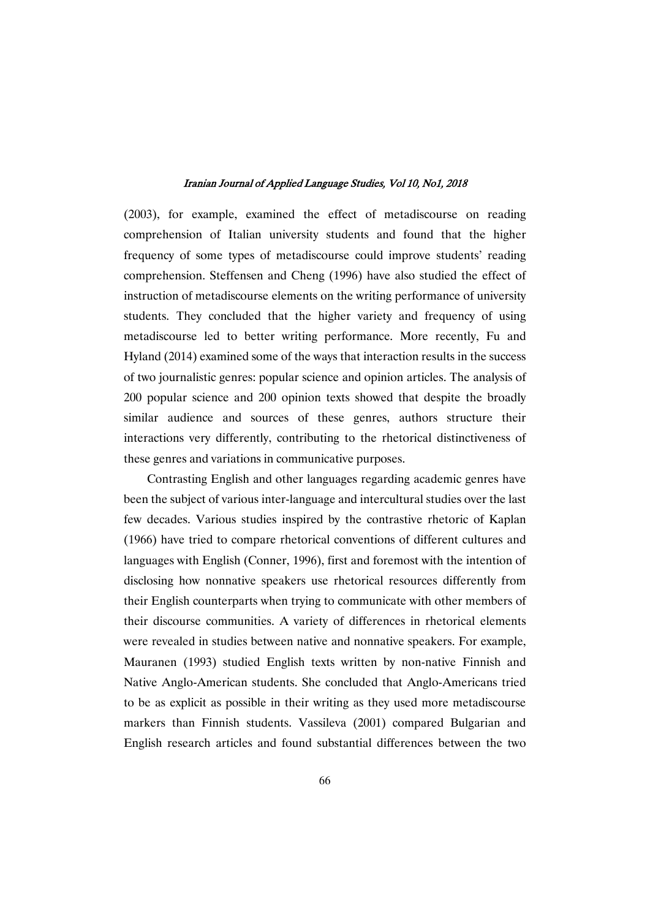(2003), for example, examined the effect of metadiscourse on reading comprehension of Italian university students and found that the higher frequency of some types of metadiscourse could improve students' reading comprehension. Steffensen and Cheng (1996) have also studied the effect of instruction of metadiscourse elements on the writing performance of university students. They concluded that the higher variety and frequency of using metadiscourse led to better writing performance. More recently, Fu and Hyland (2014) examined some of the ways that interaction results in the success of two journalistic genres: popular science and opinion articles. The analysis of 200 popular science and 200 opinion texts showed that despite the broadly similar audience and sources of these genres, authors structure their interactions very differently, contributing to the rhetorical distinctiveness of these genres and variations in communicative purposes.

Contrasting English and other languages regarding academic genres have been the subject of various inter-language and intercultural studies over the last few decades. Various studies inspired by the contrastive rhetoric of Kaplan (1966) have tried to compare rhetorical conventions of different cultures and languages with English (Conner, 1996), first and foremost with the intention of disclosing how nonnative speakers use rhetorical resources differently from their English counterparts when trying to communicate with other members of their discourse communities. A variety of differences in rhetorical elements were revealed in studies between native and nonnative speakers. For example, Mauranen (1993) studied English texts written by non-native Finnish and Native Anglo-American students. She concluded that Anglo-Americans tried to be as explicit as possible in their writing as they used more metadiscourse markers than Finnish students. Vassileva (2001) compared Bulgarian and English research articles and found substantial differences between the two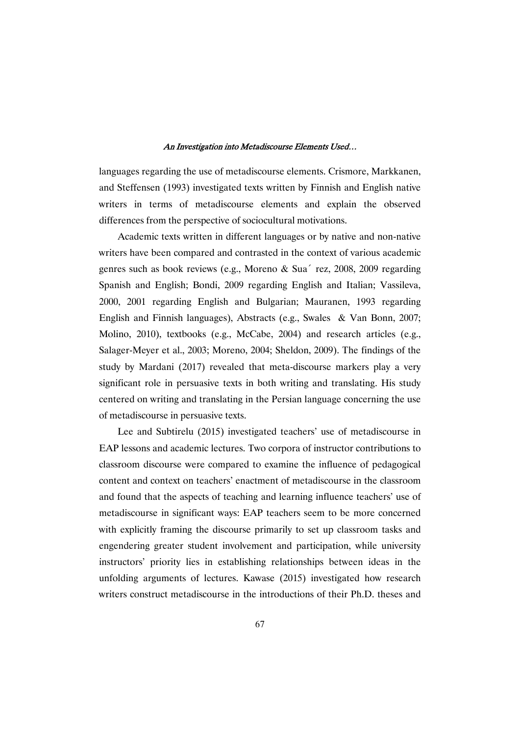languages regarding the use of metadiscourse elements. Crismore, Markkanen, and Steffensen (1993) investigated texts written by Finnish and English native writers in terms of metadiscourse elements and explain the observed differences from the perspective of sociocultural motivations.

Academic texts written in different languages or by native and non-native writers have been compared and contrasted in the context of various academic genres such as book reviews (e.g., Moreno & Sua´ rez, 2008, 2009 regarding Spanish and English; Bondi, 2009 regarding English and Italian; Vassileva, 2000, 2001 regarding English and Bulgarian; Mauranen, 1993 regarding English and Finnish languages), Abstracts (e.g., Swales & Van Bonn, 2007; Molino, 2010), textbooks (e.g., McCabe, 2004) and research articles (e.g., Salager-Meyer et al., 2003; Moreno, 2004; Sheldon, 2009). The findings of the study by Mardani (2017) revealed that meta-discourse markers play a very significant role in persuasive texts in both writing and translating. His study centered on writing and translating in the Persian language concerning the use of metadiscourse in persuasive texts.

Lee and Subtirelu (2015) investigated teachers' use of metadiscourse in EAP lessons and academic lectures. Two corpora of instructor contributions to classroom discourse were compared to examine the influence of pedagogical content and context on teachers' enactment of metadiscourse in the classroom and found that the aspects of teaching and learning influence teachers' use of metadiscourse in significant ways: EAP teachers seem to be more concerned with explicitly framing the discourse primarily to set up classroom tasks and engendering greater student involvement and participation, while university instructors' priority lies in establishing relationships between ideas in the unfolding arguments of lectures. Kawase (2015) investigated how research writers construct metadiscourse in the introductions of their Ph.D. theses and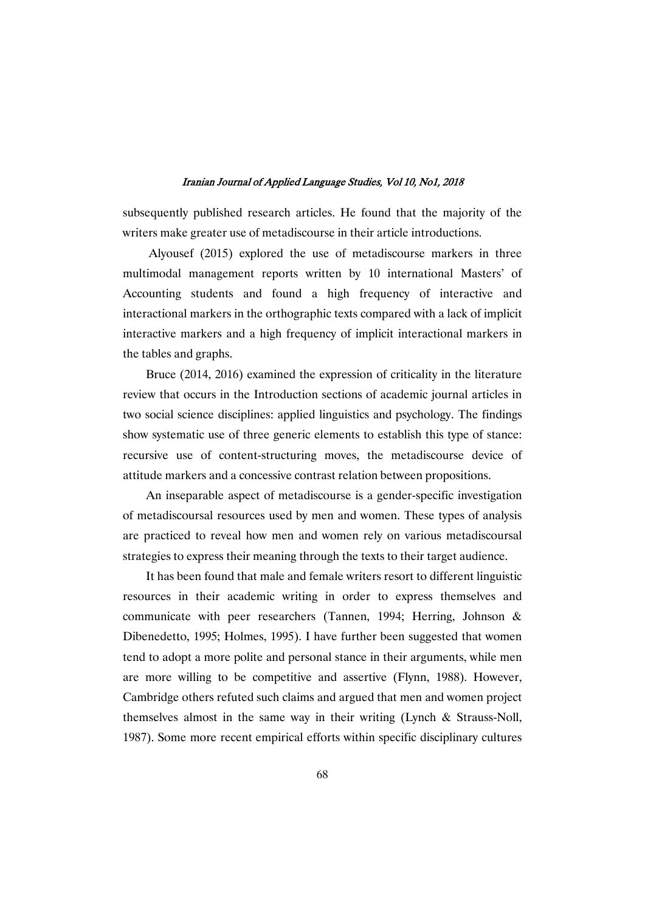subsequently published research articles. He found that the majority of the writers make greater use of metadiscourse in their article introductions.

Alyousef (2015) explored the use of metadiscourse markers in three multimodal management reports written by 10 international Masters' of Accounting students and found a high frequency of interactive and interactional markers in the orthographic texts compared with a lack of implicit interactive markers and a high frequency of implicit interactional markers in the tables and graphs.

Bruce (2014, 2016) examined the expression of criticality in the literature review that occurs in the Introduction sections of academic journal articles in two social science disciplines: applied linguistics and psychology. The findings show systematic use of three generic elements to establish this type of stance: recursive use of content-structuring moves, the metadiscourse device of attitude markers and a concessive contrast relation between propositions.

An inseparable aspect of metadiscourse is a gender-specific investigation of metadiscoursal resources used by men and women. These types of analysis are practiced to reveal how men and women rely on various metadiscoursal strategies to express their meaning through the texts to their target audience.

It has been found that male and female writers resort to different linguistic resources in their academic writing in order to express themselves and communicate with peer researchers (Tannen, 1994; Herring, Johnson & Dibenedetto, 1995; Holmes, 1995). I have further been suggested that women tend to adopt a more polite and personal stance in their arguments, while men are more willing to be competitive and assertive (Flynn, 1988). However, Cambridge others refuted such claims and argued that men and women project themselves almost in the same way in their writing (Lynch & Strauss-Noll, 1987). Some more recent empirical efforts within specific disciplinary cultures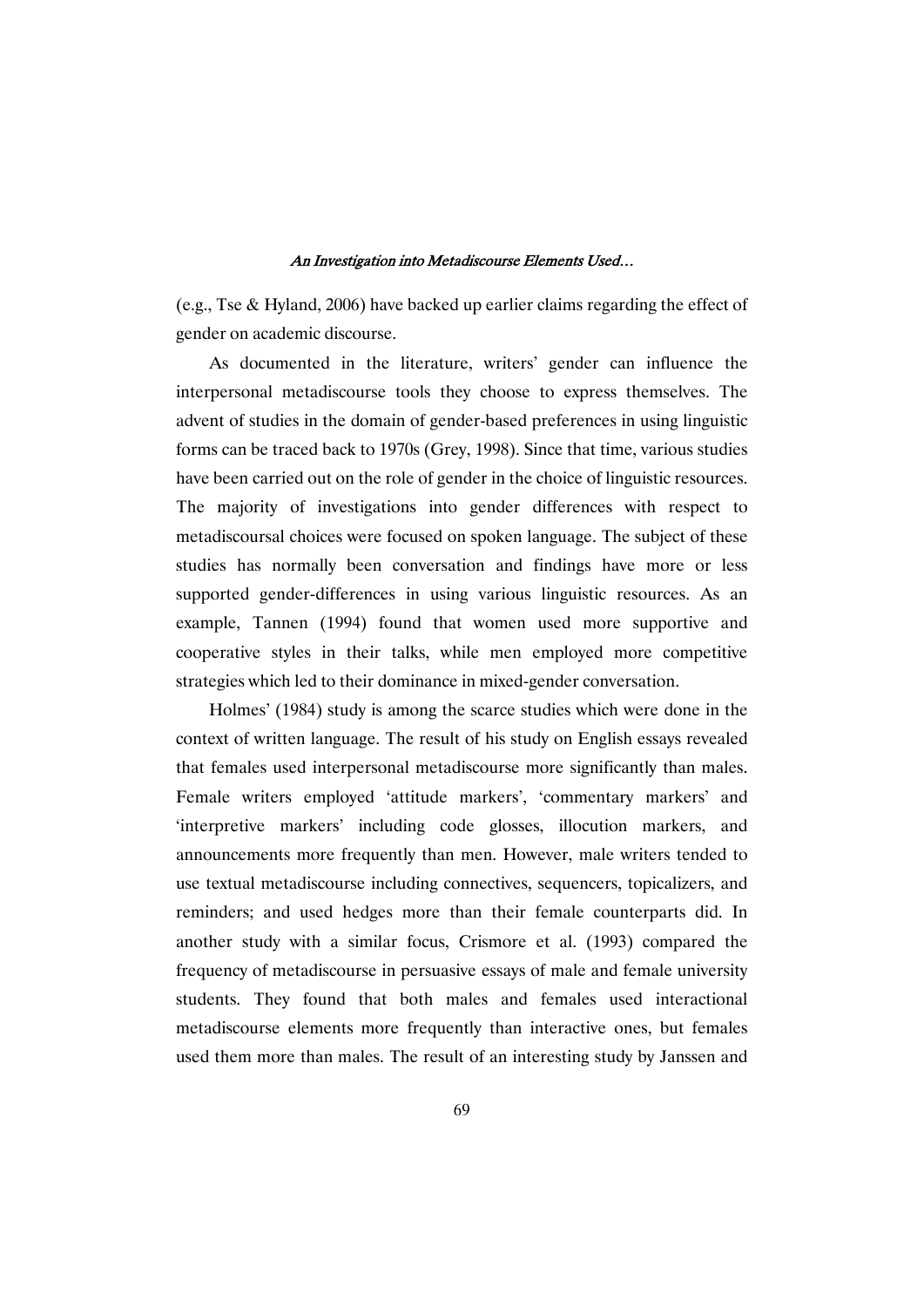(e.g., Tse & Hyland, 2006) have backed up earlier claims regarding the effect of gender on academic discourse.

As documented in the literature, writers' gender can influence the interpersonal metadiscourse tools they choose to express themselves. The advent of studies in the domain of gender-based preferences in using linguistic forms can be traced back to 1970s (Grey, 1998). Since that time, various studies have been carried out on the role of gender in the choice of linguistic resources. The majority of investigations into gender differences with respect to metadiscoursal choices were focused on spoken language. The subject of these studies has normally been conversation and findings have more or less supported gender-differences in using various linguistic resources. As an example, Tannen (1994) found that women used more supportive and cooperative styles in their talks, while men employed more competitive strategies which led to their dominance in mixed-gender conversation.

Holmes' (1984) study is among the scarce studies which were done in the context of written language. The result of his study on English essays revealed that females used interpersonal metadiscourse more significantly than males. Female writers employed 'attitude markers', 'commentary markers' and 'interpretive markers' including code glosses, illocution markers, and announcements more frequently than men. However, male writers tended to use textual metadiscourse including connectives, sequencers, topicalizers, and reminders; and used hedges more than their female counterparts did. In another study with a similar focus, Crismore et al. (1993) compared the frequency of metadiscourse in persuasive essays of male and female university students. They found that both males and females used interactional metadiscourse elements more frequently than interactive ones, but females used them more than males. The result of an interesting study by Janssen and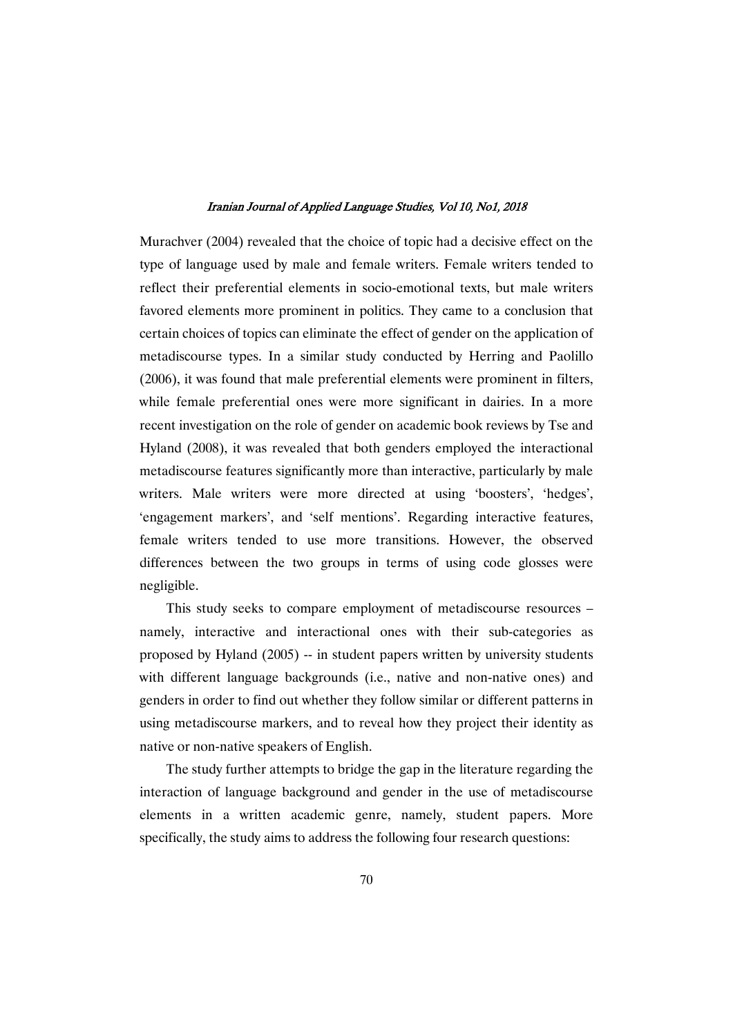Murachver (2004) revealed that the choice of topic had a decisive effect on the type of language used by male and female writers. Female writers tended to reflect their preferential elements in socio-emotional texts, but male writers favored elements more prominent in politics. They came to a conclusion that certain choices of topics can eliminate the effect of gender on the application of metadiscourse types. In a similar study conducted by Herring and Paolillo (2006), it was found that male preferential elements were prominent in filters, while female preferential ones were more significant in dairies. In a more recent investigation on the role of gender on academic book reviews by Tse and Hyland (2008), it was revealed that both genders employed the interactional metadiscourse features significantly more than interactive, particularly by male writers. Male writers were more directed at using 'boosters', 'hedges', 'engagement markers', and 'self mentions'. Regarding interactive features, female writers tended to use more transitions. However, the observed differences between the two groups in terms of using code glosses were negligible.

This study seeks to compare employment of metadiscourse resources – namely, interactive and interactional ones with their sub-categories as proposed by Hyland (2005) -- in student papers written by university students with different language backgrounds (i.e., native and non-native ones) and genders in order to find out whether they follow similar or different patterns in using metadiscourse markers, and to reveal how they project their identity as native or non-native speakers of English.

The study further attempts to bridge the gap in the literature regarding the interaction of language background and gender in the use of metadiscourse elements in a written academic genre, namely, student papers. More specifically, the study aims to address the following four research questions: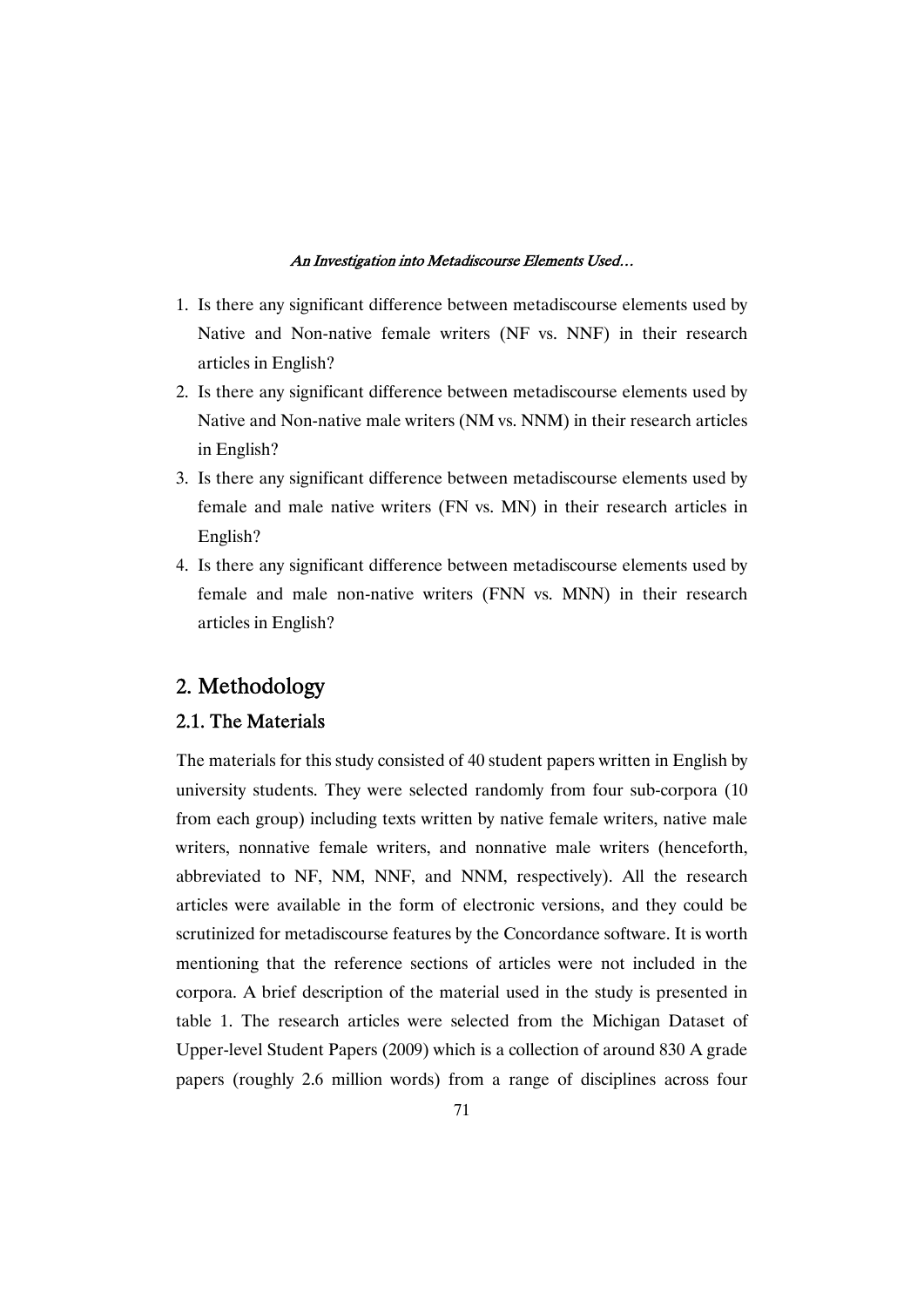1. Is there any significant difference between metadiscourse elements used by Native and Non-native female writers (NF vs. NNF) in their research articles in English?
2. Is there any significant difference between metadiscourse elements used by Native and Non-native male writers (NM vs. NNM) in their research articles in English?
3. Is there any significant difference between metadiscourse elements used by female and male native writers (FN vs. MN) in their research articles in English?
4. Is there any significant difference between metadiscourse elements used by female and male non-native writers (FNN vs. MNN) in their research articles in English?

## 2. Methodology

### 2.1. The Materials

The materials for this study consisted of 40 student papers written in English by university students. They were selected randomly from four sub-corpora (10 from each group) including texts written by native female writers, native male writers, nonnative female writers, and nonnative male writers (henceforth, abbreviated to NF, NM, NNF, and NNM, respectively). All the research articles were available in the form of electronic versions, and they could be scrutinized for metadiscourse features by the Concordance software. It is worth mentioning that the reference sections of articles were not included in the corpora. A brief description of the material used in the study is presented in table 1. The research articles were selected from the Michigan Dataset of Upper-level Student Papers (2009) which is a collection of around 830 A grade papers (roughly 2.6 million words) from a range of disciplines across four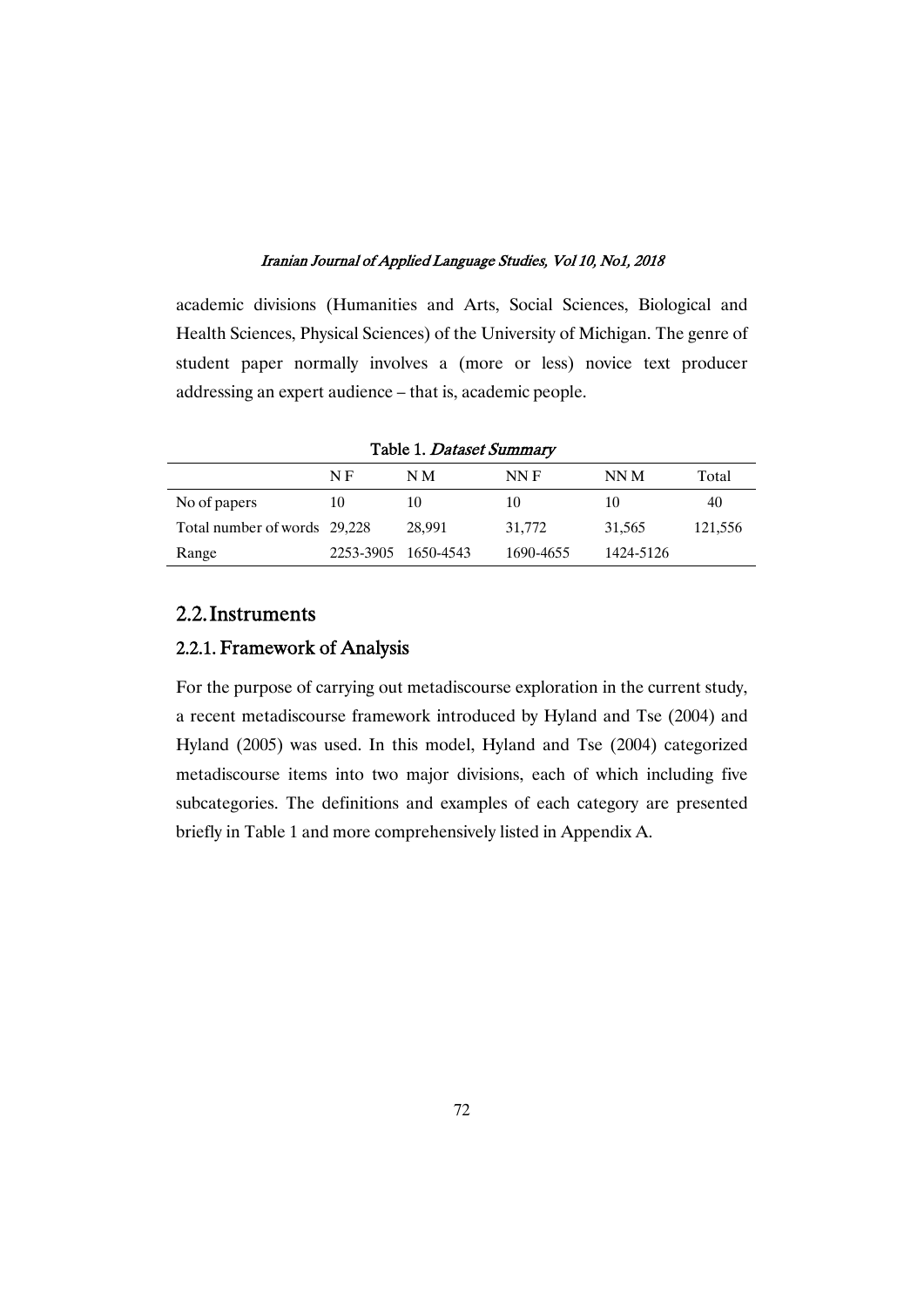academic divisions (Humanities and Arts, Social Sciences, Biological and Health Sciences, Physical Sciences) of the University of Michigan. The genre of student paper normally involves a (more or less) novice text producer addressing an expert audience – that is, academic people.

Table 1. *Dataset Summary*

| | N F | N M | NN F | NN M | Total |
|---|---|---|---|---|---|
| No of papers | 10 | 10 | 10 | 10 | 40 |
| Total number of words | 29,228 | 28,991 | 31,772 | 31,565 | 121,556 |
| Range | 2253-3905 | 1650-4543 | 1690-4655 | 1424-5126 | |

## 2.2. Instruments

### 2.2.1. Framework of Analysis

For the purpose of carrying out metadiscourse exploration in the current study, a recent metadiscourse framework introduced by Hyland and Tse (2004) and Hyland (2005) was used. In this model, Hyland and Tse (2004) categorized metadiscourse items into two major divisions, each of which including five subcategories. The definitions and examples of each category are presented briefly in Table 1 and more comprehensively listed in Appendix A.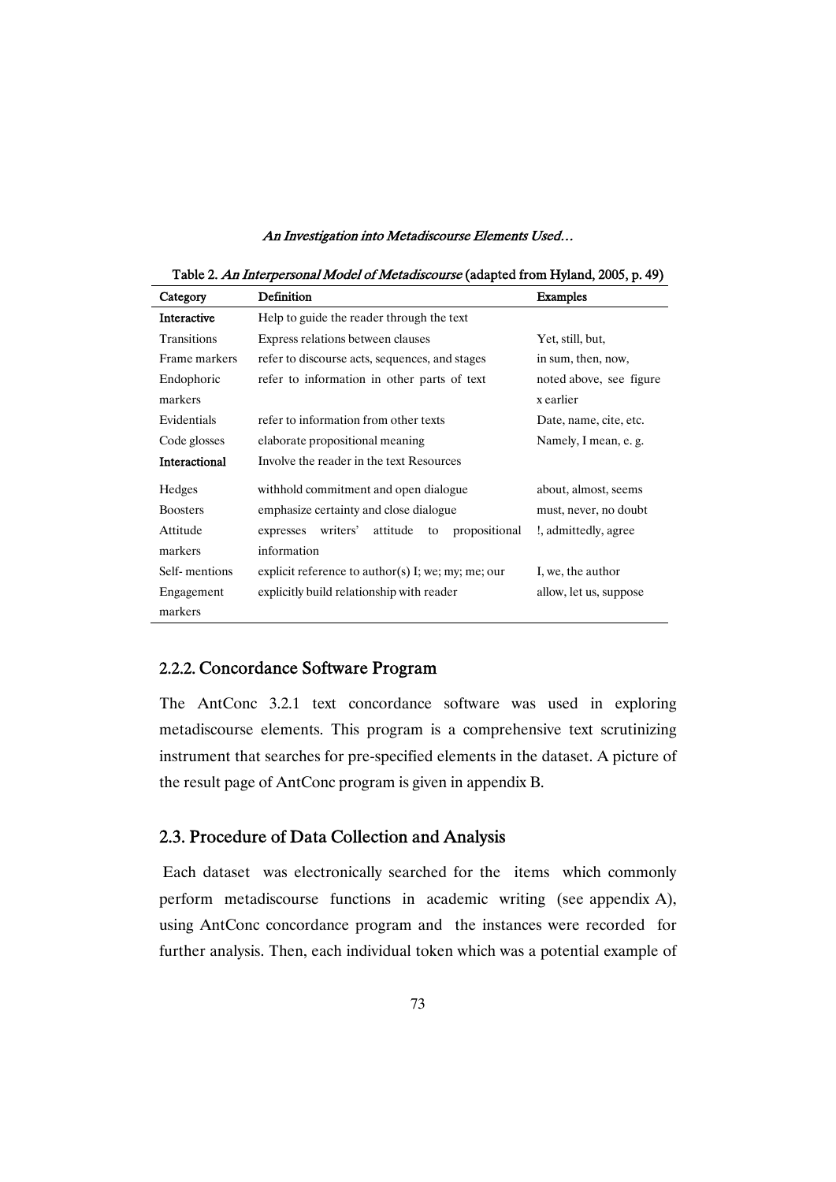Table 2. *An Interpersonal Model of Metadiscourse* (adapted from Hyland, 2005, p. 49)

| Category | Definition | Examples |
|---|---|---|
| **Interactive** | Help to guide the reader through the text | |
| Transitions | Express relations between clauses | Yet, still, but, |
| Frame markers | refer to discourse acts, sequences, and stages | in sum, then, now, |
| Endophoric markers | refer to information in other parts of text | noted above, see figure x earlier |
| Evidentials | refer to information from other texts | Date, name, cite, etc. |
| Code glosses | elaborate propositional meaning | Namely, I mean, e. g. |
| **Interactional** | Involve the reader in the text Resources | |
| Hedges | withhold commitment and open dialogue | about, almost, seems |
| Boosters | emphasize certainty and close dialogue | must, never, no doubt |
| Attitude markers | expresses writers' attitude to propositional information | !, admittedly, agree |
| Self- mentions | explicit reference to author(s) I; we; my; me; our | I, we, the author |
| Engagement markers | explicitly build relationship with reader | allow, let us, suppose |

### 2.2.2. Concordance Software Program

The AntConc 3.2.1 text concordance software was used in exploring metadiscourse elements. This program is a comprehensive text scrutinizing instrument that searches for pre-specified elements in the dataset. A picture of the result page of AntConc program is given in appendix B.

## 2.3. Procedure of Data Collection and Analysis

Each dataset was electronically searched for the items which commonly perform metadiscourse functions in academic writing (see appendix A), using AntConc concordance program and the instances were recorded for further analysis. Then, each individual token which was a potential example of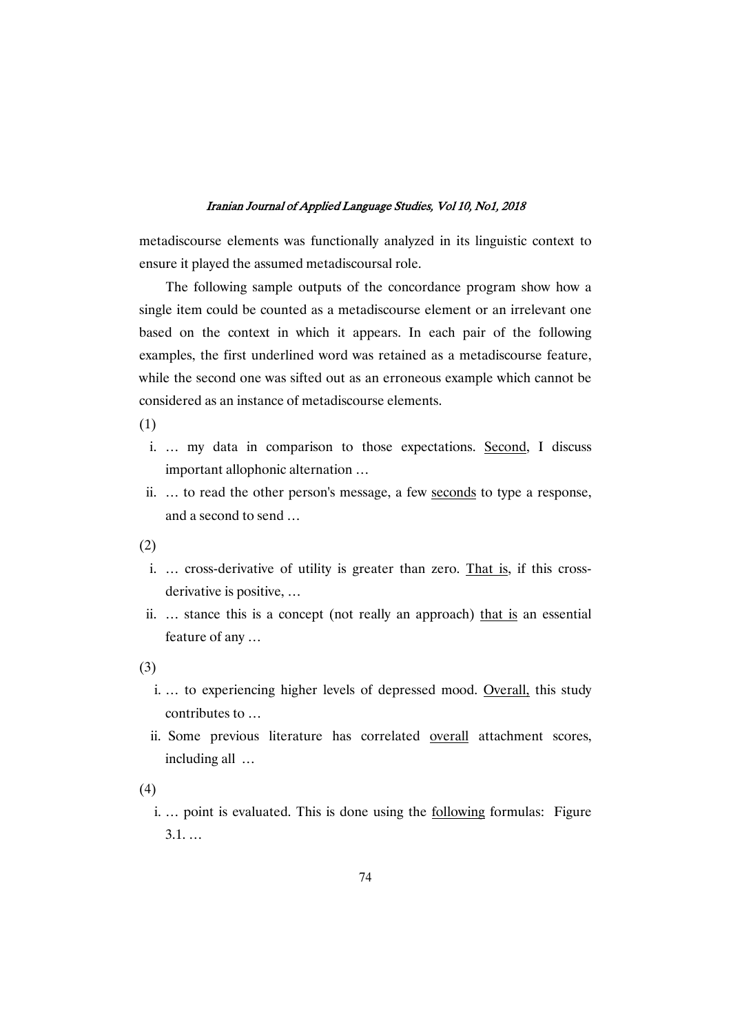metadiscourse elements was functionally analyzed in its linguistic context to ensure it played the assumed metadiscoursal role.

The following sample outputs of the concordance program show how a single item could be counted as a metadiscourse element or an irrelevant one based on the context in which it appears. In each pair of the following examples, the first underlined word was retained as a metadiscourse feature, while the second one was sifted out as an erroneous example which cannot be considered as an instance of metadiscourse elements.

(1)

i. … my data in comparison to those expectations. <u>Second</u>, I discuss important allophonic alternation …

ii. … to read the other person's message, a few <u>seconds</u> to type a response, and a second to send …

(2)

i. … cross-derivative of utility is greater than zero. <u>That is</u>, if this cross-derivative is positive, …

ii. … stance this is a concept (not really an approach) <u>that is</u> an essential feature of any …

(3)

i. … to experiencing higher levels of depressed mood. <u>Overall,</u> this study contributes to …

ii. Some previous literature has correlated <u>overall</u> attachment scores, including all …

(4)

i. … point is evaluated. This is done using the <u>following</u> formulas: Figure 3.1. …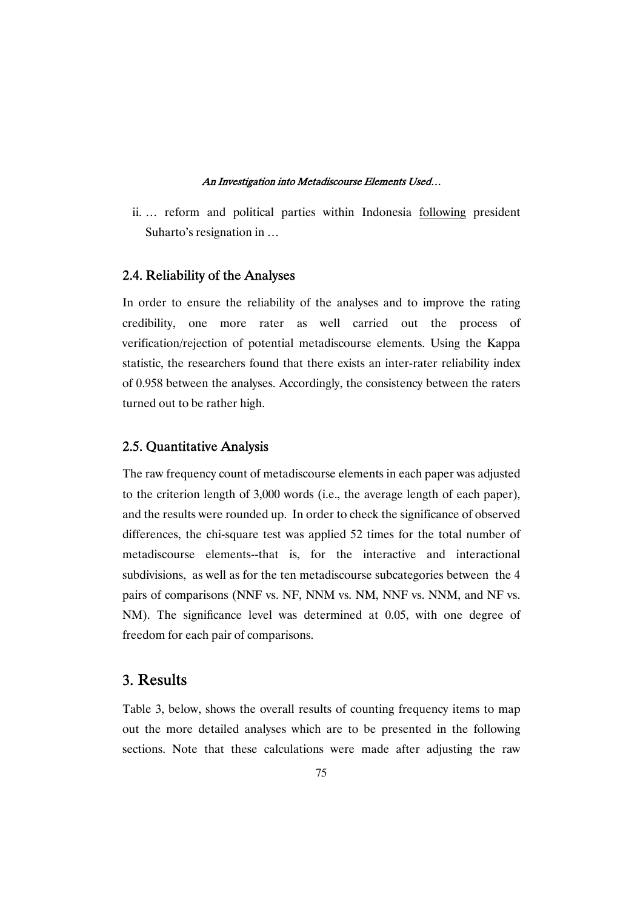ii. … reform and political parties within Indonesia <u>following</u> president Suharto's resignation in …

### 2.4. Reliability of the Analyses

In order to ensure the reliability of the analyses and to improve the rating credibility, one more rater as well carried out the process of verification/rejection of potential metadiscourse elements. Using the Kappa statistic, the researchers found that there exists an inter-rater reliability index of 0.958 between the analyses. Accordingly, the consistency between the raters turned out to be rather high.

### 2.5. Quantitative Analysis

The raw frequency count of metadiscourse elements in each paper was adjusted to the criterion length of 3,000 words (i.e., the average length of each paper), and the results were rounded up. In order to check the significance of observed differences, the chi-square test was applied 52 times for the total number of metadiscourse elements--that is, for the interactive and interactional subdivisions, as well as for the ten metadiscourse subcategories between the 4 pairs of comparisons (NNF vs. NF, NNM vs. NM, NNF vs. NNM, and NF vs. NM). The significance level was determined at 0.05, with one degree of freedom for each pair of comparisons.

## 3. Results

Table 3, below, shows the overall results of counting frequency items to map out the more detailed analyses which are to be presented in the following sections. Note that these calculations were made after adjusting the raw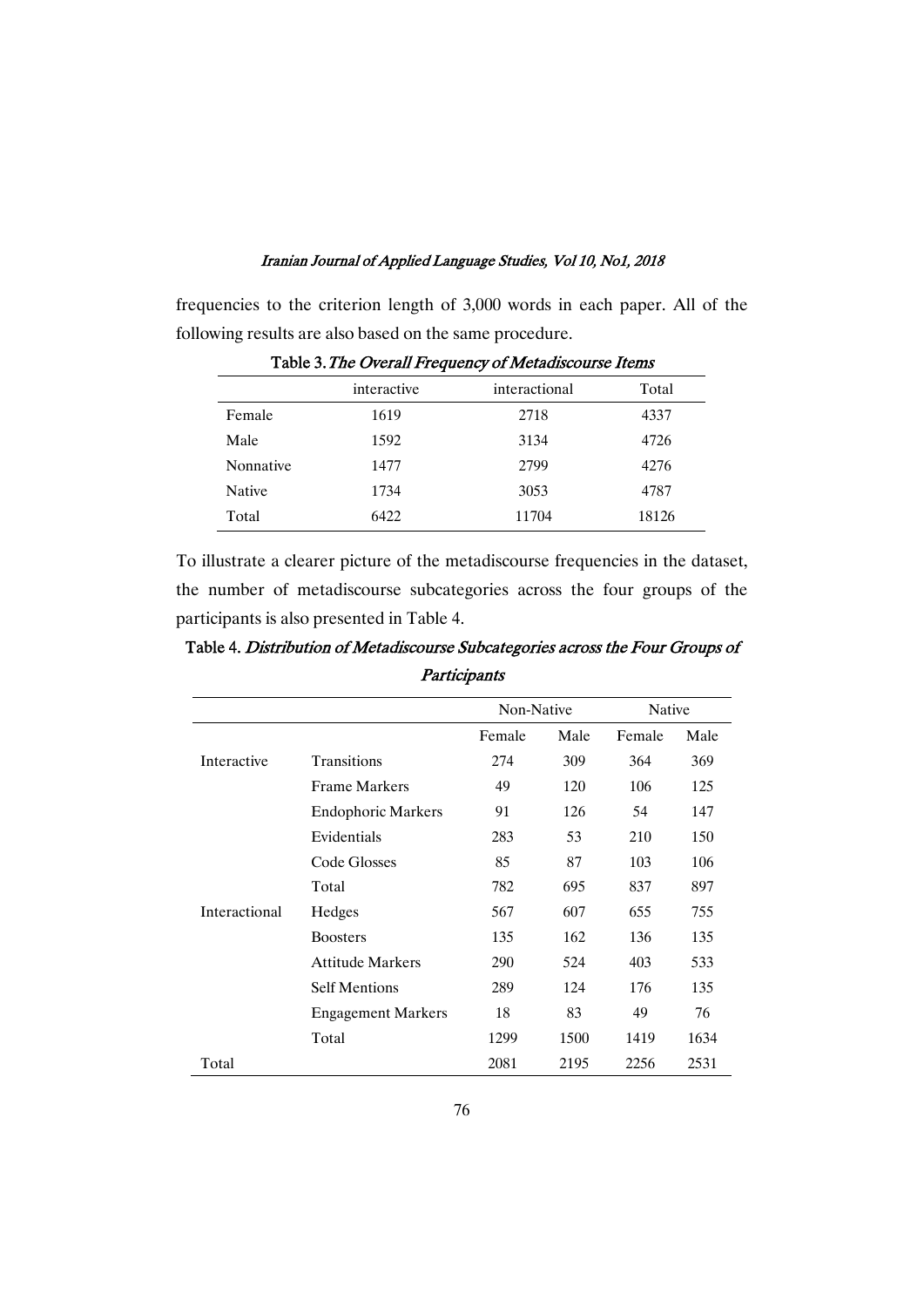frequencies to the criterion length of 3,000 words in each paper. All of the following results are also based on the same procedure.

**Table 3.** *The Overall Frequency of Metadiscourse Items*

| | interactive | interactional | Total |
|---|---|---|---|
| Female | 1619 | 2718 | 4337 |
| Male | 1592 | 3134 | 4726 |
| Nonnative | 1477 | 2799 | 4276 |
| Native | 1734 | 3053 | 4787 |
| Total | 6422 | 11704 | 18126 |

To illustrate a clearer picture of the metadiscourse frequencies in the dataset, the number of metadiscourse subcategories across the four groups of the participants is also presented in Table 4.

**Table 4.** *Distribution of Metadiscourse Subcategories across the Four Groups of Participants*

| | | Non-Native | | Native | |
|---|---|---|---|---|---|
| | | Female | Male | Female | Male |
| Interactive | Transitions | 274 | 309 | 364 | 369 |
| | Frame Markers | 49 | 120 | 106 | 125 |
| | Endophoric Markers | 91 | 126 | 54 | 147 |
| | Evidentials | 283 | 53 | 210 | 150 |
| | Code Glosses | 85 | 87 | 103 | 106 |
| | Total | 782 | 695 | 837 | 897 |
| Interactional | Hedges | 567 | 607 | 655 | 755 |
| | Boosters | 135 | 162 | 136 | 135 |
| | Attitude Markers | 290 | 524 | 403 | 533 |
| | Self Mentions | 289 | 124 | 176 | 135 |
| | Engagement Markers | 18 | 83 | 49 | 76 |
| | Total | 1299 | 1500 | 1419 | 1634 |
| Total | | 2081 | 2195 | 2256 | 2531 |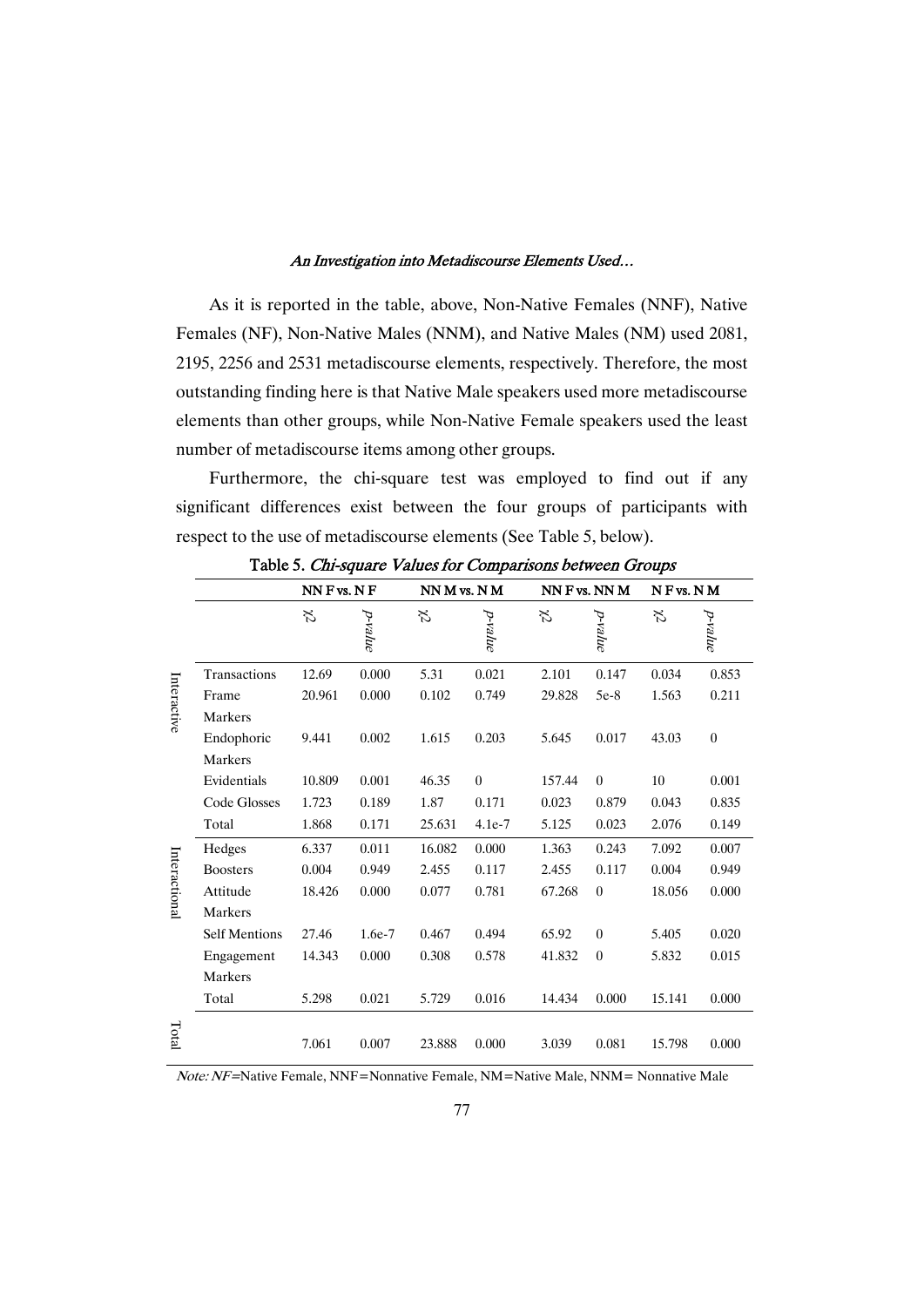As it is reported in the table, above, Non-Native Females (NNF), Native Females (NF), Non-Native Males (NNM), and Native Males (NM) used 2081, 2195, 2256 and 2531 metadiscourse elements, respectively. Therefore, the most outstanding finding here is that Native Male speakers used more metadiscourse elements than other groups, while Non-Native Female speakers used the least number of metadiscourse items among other groups.

Furthermore, the chi-square test was employed to find out if any significant differences exist between the four groups of participants with respect to the use of metadiscourse elements (See Table 5, below).

Table 5. *Chi-square Values for Comparisons between Groups*

| | | NN F vs. N F | | NN M vs. N M | | NN F vs. NN M | | N F vs. N M | |
|---|---|---|---|---|---|---|---|---|---|
| | | $\chi^2$ | *p-value* | $\chi^2$ | *p-value* | $\chi^2$ | *p-value* | $\chi^2$ | *p-value* |
| Interactive | Transactions | 12.69 | 0.000 | 5.31 | 0.021 | 2.101 | 0.147 | 0.034 | 0.853 |
| | Frame Markers | 20.961 | 0.000 | 0.102 | 0.749 | 29.828 | 5e-8 | 1.563 | 0.211 |
| | Endophoric Markers | 9.441 | 0.002 | 1.615 | 0.203 | 5.645 | 0.017 | 43.03 | 0 |
| | Evidentials | 10.809 | 0.001 | 46.35 | 0 | 157.44 | 0 | 10 | 0.001 |
| | Code Glosses | 1.723 | 0.189 | 1.87 | 0.171 | 0.023 | 0.879 | 0.043 | 0.835 |
| | Total | 1.868 | 0.171 | 25.631 | 4.1e-7 | 5.125 | 0.023 | 2.076 | 0.149 |
| Interactional | Hedges | 6.337 | 0.011 | 16.082 | 0.000 | 1.363 | 0.243 | 7.092 | 0.007 |
| | Boosters | 0.004 | 0.949 | 2.455 | 0.117 | 2.455 | 0.117 | 0.004 | 0.949 |
| | Attitude Markers | 18.426 | 0.000 | 0.077 | 0.781 | 67.268 | 0 | 18.056 | 0.000 |
| | Self Mentions | 27.46 | 1.6e-7 | 0.467 | 0.494 | 65.92 | 0 | 5.405 | 0.020 |
| | Engagement Markers | 14.343 | 0.000 | 0.308 | 0.578 | 41.832 | 0 | 5.832 | 0.015 |
| | Total | 5.298 | 0.021 | 5.729 | 0.016 | 14.434 | 0.000 | 15.141 | 0.000 |
| Total | | 7.061 | 0.007 | 23.888 | 0.000 | 3.039 | 0.081 | 15.798 | 0.000 |

*Note: NF*=Native Female, NNF=Nonnative Female, NM=Native Male, NNM= Nonnative Male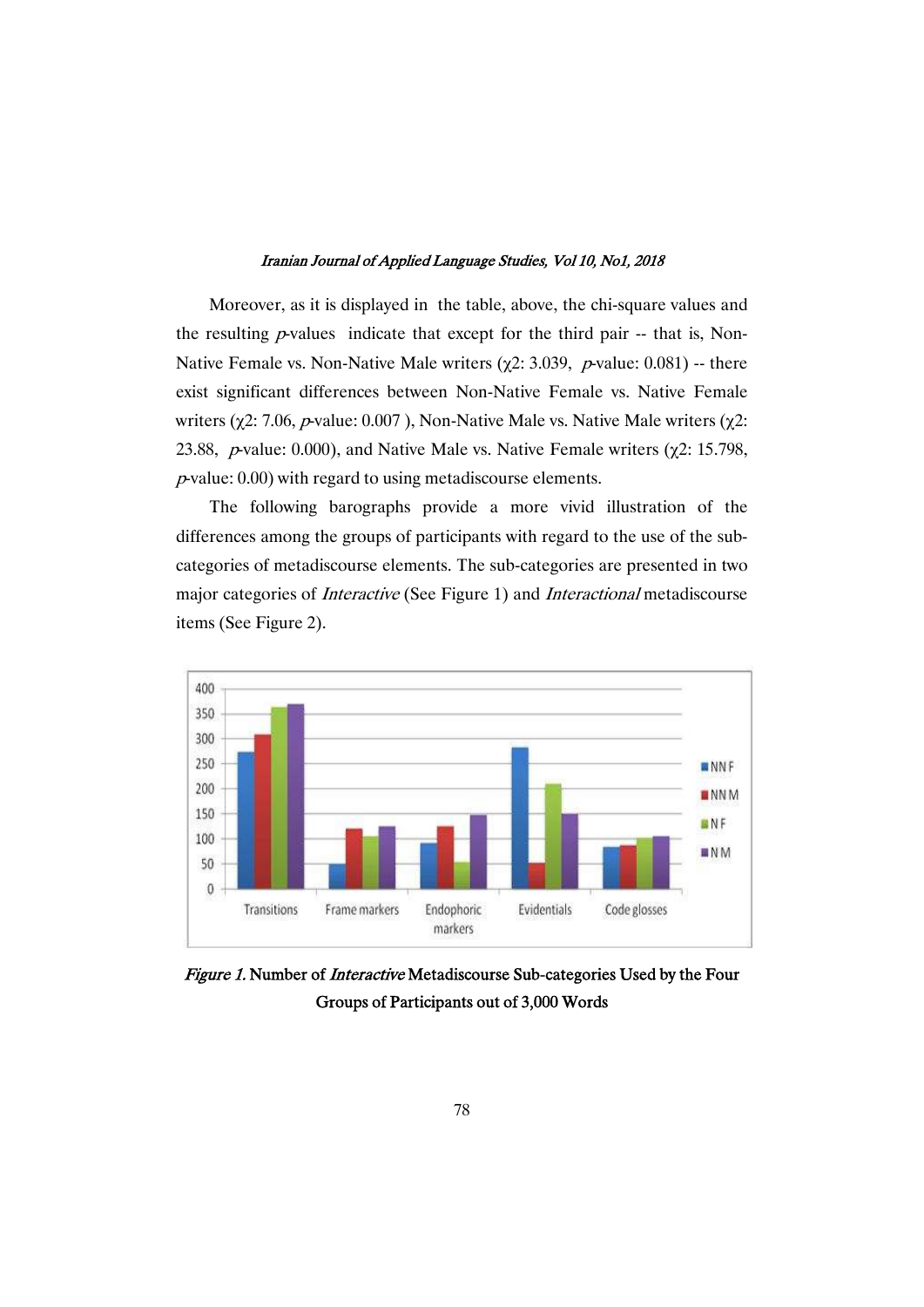Moreover, as it is displayed in the table, above, the chi-square values and the resulting *p*-values indicate that except for the third pair -- that is, Non-Native Female vs. Non-Native Male writers ($\chi2$: 3.039, *p*-value: 0.081) -- there exist significant differences between Non-Native Female vs. Native Female writers ($\chi2$: 7.06, *p*-value: 0.007 ), Non-Native Male vs. Native Male writers ($\chi2$: 23.88, *p*-value: 0.000), and Native Male vs. Native Female writers ($\chi2$: 15.798, *p*-value: 0.00) with regard to using metadiscourse elements.

The following barographs provide a more vivid illustration of the differences among the groups of participants with regard to the use of the sub-categories of metadiscourse elements. The sub-categories are presented in two major categories of *Interactive* (See Figure 1) and *Interactional* metadiscourse items (See Figure 2).

*Figure 1.* **Number of *Interactive* Metadiscourse Sub-categories Used by the Four Groups of Participants out of 3,000 Words**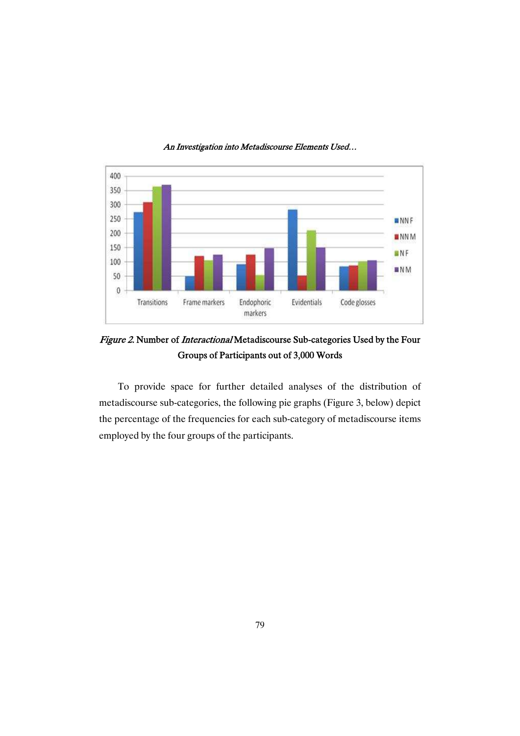*Figure 2.* Number of *Interactional* Metadiscourse Sub-categories Used by the Four Groups of Participants out of 3,000 Words

To provide space for further detailed analyses of the distribution of metadiscourse sub-categories, the following pie graphs (Figure 3, below) depict the percentage of the frequencies for each sub-category of metadiscourse items employed by the four groups of the participants.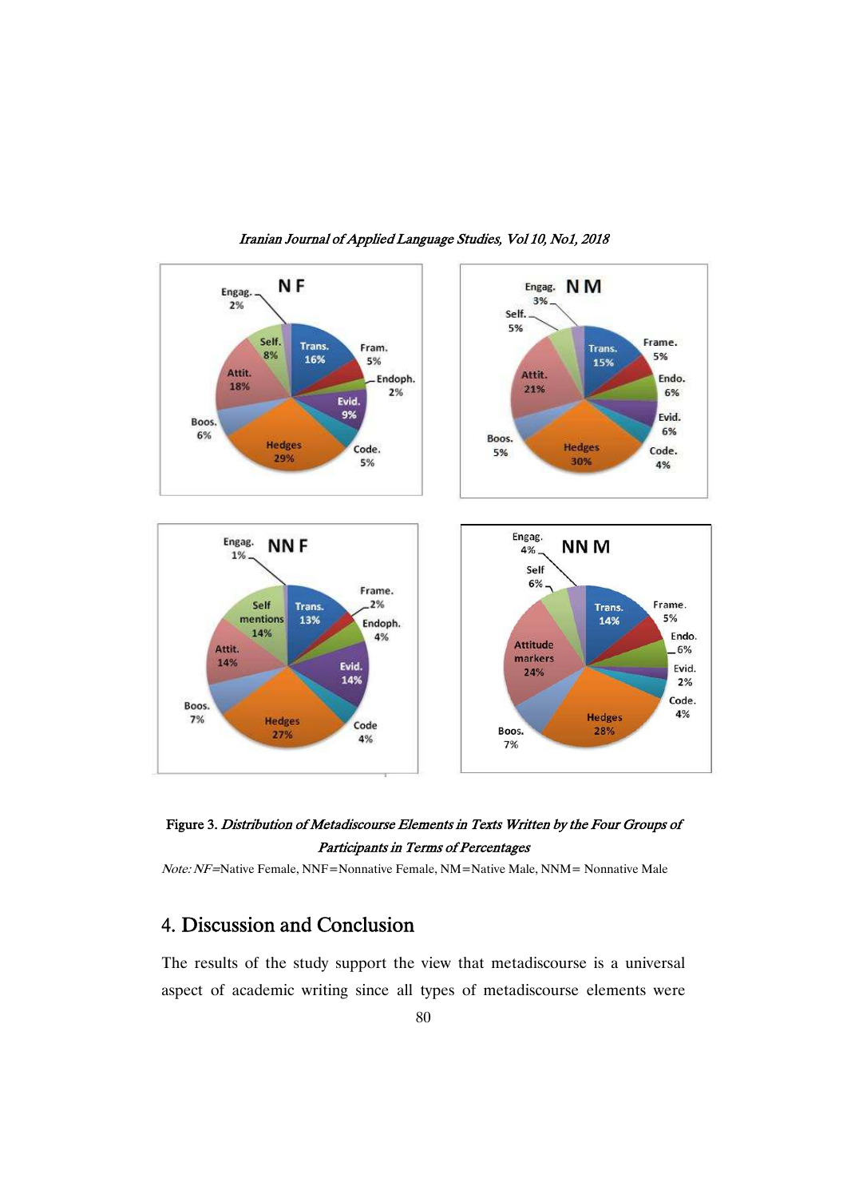Figure 3. *Distribution of Metadiscourse Elements in Texts Written by the Four Groups of Participants in Terms of Percentages*

*Note: NF*=Native Female, NNF=Nonnative Female, NM=Native Male, NNM= Nonnative Male

## 4. Discussion and Conclusion

The results of the study support the view that metadiscourse is a universal aspect of academic writing since all types of metadiscourse elements were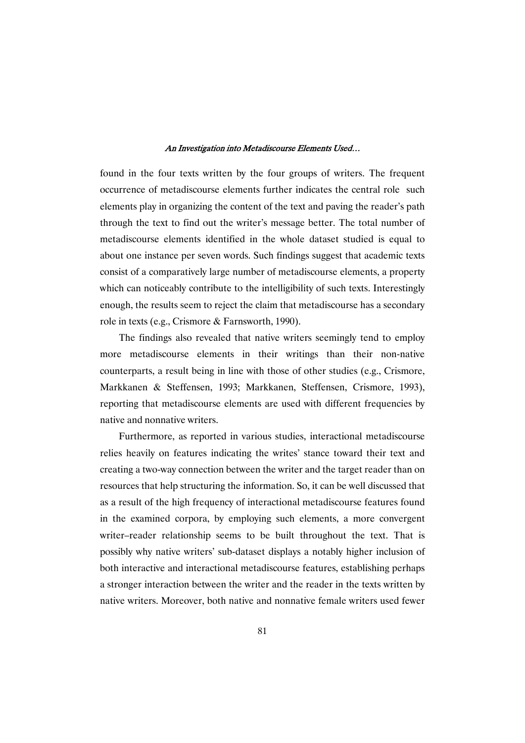found in the four texts written by the four groups of writers. The frequent occurrence of metadiscourse elements further indicates the central role such elements play in organizing the content of the text and paving the reader's path through the text to find out the writer's message better. The total number of metadiscourse elements identified in the whole dataset studied is equal to about one instance per seven words. Such findings suggest that academic texts consist of a comparatively large number of metadiscourse elements, a property which can noticeably contribute to the intelligibility of such texts. Interestingly enough, the results seem to reject the claim that metadiscourse has a secondary role in texts (e.g., Crismore & Farnsworth, 1990).

The findings also revealed that native writers seemingly tend to employ more metadiscourse elements in their writings than their non-native counterparts, a result being in line with those of other studies (e.g., Crismore, Markkanen & Steffensen, 1993; Markkanen, Steffensen, Crismore, 1993), reporting that metadiscourse elements are used with different frequencies by native and nonnative writers.

Furthermore, as reported in various studies, interactional metadiscourse relies heavily on features indicating the writes' stance toward their text and creating a two-way connection between the writer and the target reader than on resources that help structuring the information. So, it can be well discussed that as a result of the high frequency of interactional metadiscourse features found in the examined corpora, by employing such elements, a more convergent writer–reader relationship seems to be built throughout the text. That is possibly why native writers' sub-dataset displays a notably higher inclusion of both interactive and interactional metadiscourse features, establishing perhaps a stronger interaction between the writer and the reader in the texts written by native writers. Moreover, both native and nonnative female writers used fewer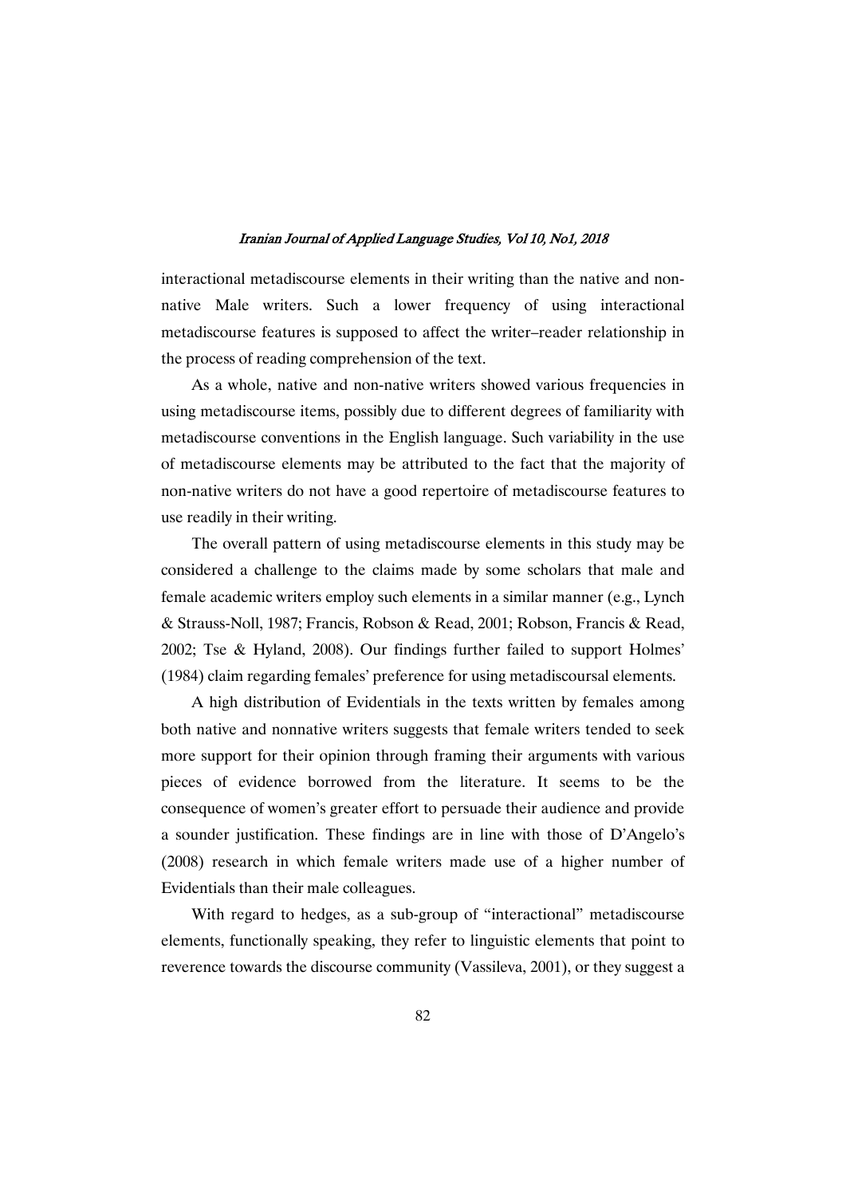interactional metadiscourse elements in their writing than the native and non-native Male writers. Such a lower frequency of using interactional metadiscourse features is supposed to affect the writer–reader relationship in the process of reading comprehension of the text.

As a whole, native and non-native writers showed various frequencies in using metadiscourse items, possibly due to different degrees of familiarity with metadiscourse conventions in the English language. Such variability in the use of metadiscourse elements may be attributed to the fact that the majority of non-native writers do not have a good repertoire of metadiscourse features to use readily in their writing.

The overall pattern of using metadiscourse elements in this study may be considered a challenge to the claims made by some scholars that male and female academic writers employ such elements in a similar manner (e.g., Lynch & Strauss-Noll, 1987; Francis, Robson & Read, 2001; Robson, Francis & Read, 2002; Tse & Hyland, 2008). Our findings further failed to support Holmes' (1984) claim regarding females' preference for using metadiscoursal elements.

A high distribution of Evidentials in the texts written by females among both native and nonnative writers suggests that female writers tended to seek more support for their opinion through framing their arguments with various pieces of evidence borrowed from the literature. It seems to be the consequence of women's greater effort to persuade their audience and provide a sounder justification. These findings are in line with those of D'Angelo's (2008) research in which female writers made use of a higher number of Evidentials than their male colleagues.

With regard to hedges, as a sub-group of "interactional" metadiscourse elements, functionally speaking, they refer to linguistic elements that point to reverence towards the discourse community (Vassileva, 2001), or they suggest a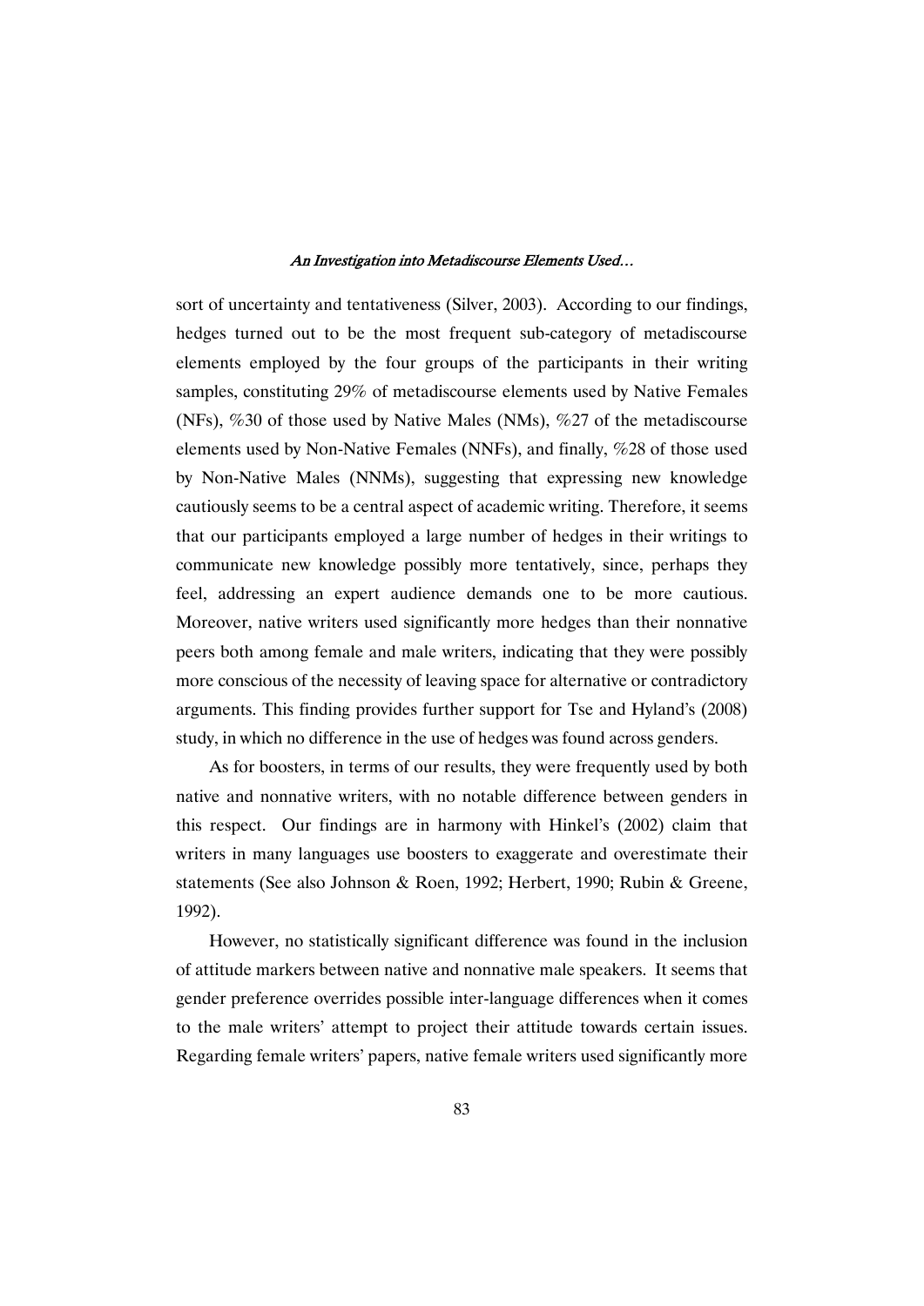sort of uncertainty and tentativeness (Silver, 2003). According to our findings, hedges turned out to be the most frequent sub-category of metadiscourse elements employed by the four groups of the participants in their writing samples, constituting 29% of metadiscourse elements used by Native Females (NFs), %30 of those used by Native Males (NMs), %27 of the metadiscourse elements used by Non-Native Females (NNFs), and finally, %28 of those used by Non-Native Males (NNMs), suggesting that expressing new knowledge cautiously seems to be a central aspect of academic writing. Therefore, it seems that our participants employed a large number of hedges in their writings to communicate new knowledge possibly more tentatively, since, perhaps they feel, addressing an expert audience demands one to be more cautious. Moreover, native writers used significantly more hedges than their nonnative peers both among female and male writers, indicating that they were possibly more conscious of the necessity of leaving space for alternative or contradictory arguments. This finding provides further support for Tse and Hyland's (2008) study, in which no difference in the use of hedges was found across genders.

As for boosters, in terms of our results, they were frequently used by both native and nonnative writers, with no notable difference between genders in this respect. Our findings are in harmony with Hinkel's (2002) claim that writers in many languages use boosters to exaggerate and overestimate their statements (See also Johnson & Roen, 1992; Herbert, 1990; Rubin & Greene, 1992).

However, no statistically significant difference was found in the inclusion of attitude markers between native and nonnative male speakers. It seems that gender preference overrides possible inter-language differences when it comes to the male writers' attempt to project their attitude towards certain issues. Regarding female writers' papers, native female writers used significantly more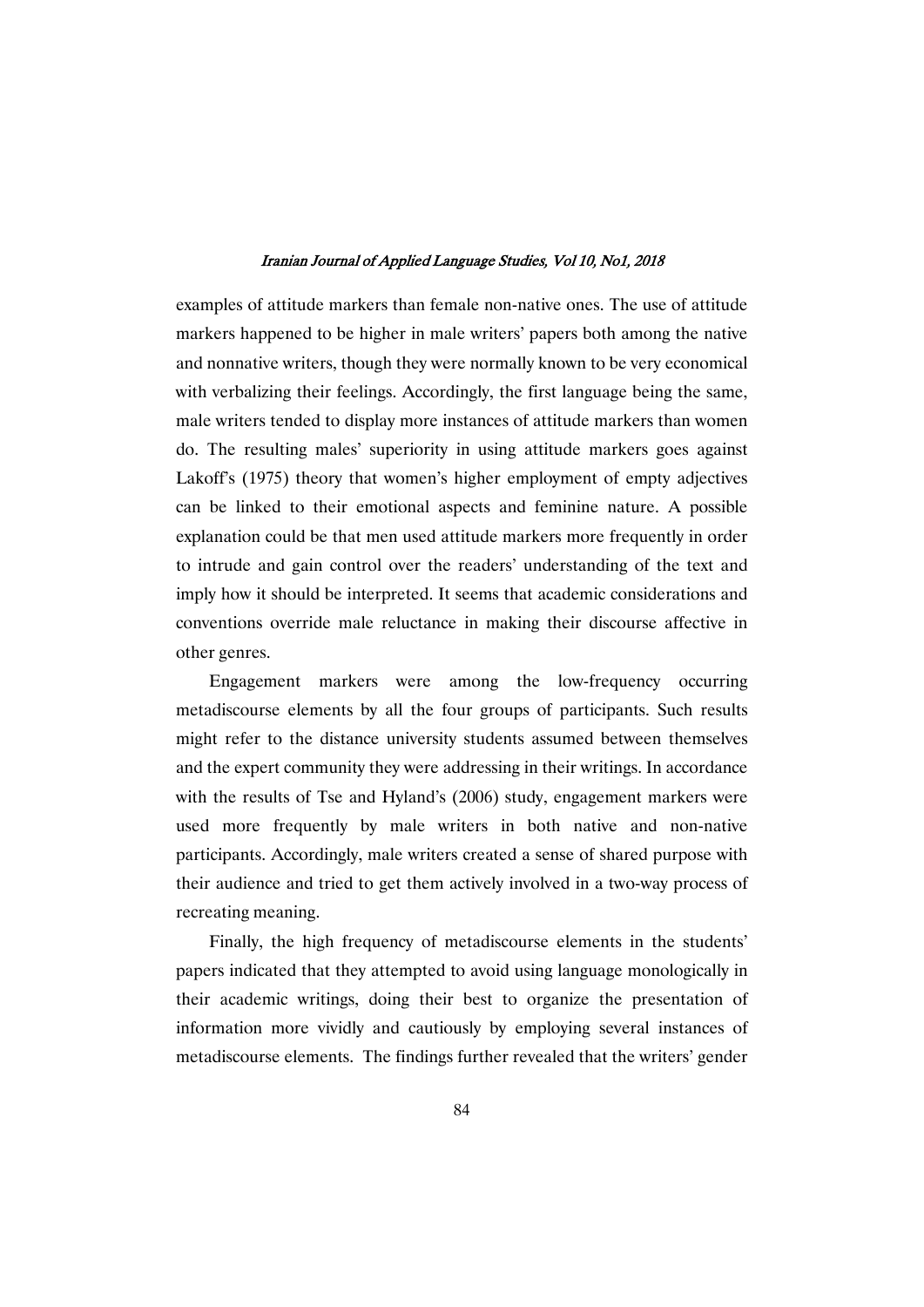examples of attitude markers than female non-native ones. The use of attitude markers happened to be higher in male writers' papers both among the native and nonnative writers, though they were normally known to be very economical with verbalizing their feelings. Accordingly, the first language being the same, male writers tended to display more instances of attitude markers than women do. The resulting males' superiority in using attitude markers goes against Lakoff's (1975) theory that women's higher employment of empty adjectives can be linked to their emotional aspects and feminine nature. A possible explanation could be that men used attitude markers more frequently in order to intrude and gain control over the readers' understanding of the text and imply how it should be interpreted. It seems that academic considerations and conventions override male reluctance in making their discourse affective in other genres.

Engagement markers were among the low-frequency occurring metadiscourse elements by all the four groups of participants. Such results might refer to the distance university students assumed between themselves and the expert community they were addressing in their writings. In accordance with the results of Tse and Hyland's (2006) study, engagement markers were used more frequently by male writers in both native and non-native participants. Accordingly, male writers created a sense of shared purpose with their audience and tried to get them actively involved in a two-way process of recreating meaning.

Finally, the high frequency of metadiscourse elements in the students' papers indicated that they attempted to avoid using language monologically in their academic writings, doing their best to organize the presentation of information more vividly and cautiously by employing several instances of metadiscourse elements. The findings further revealed that the writers' gender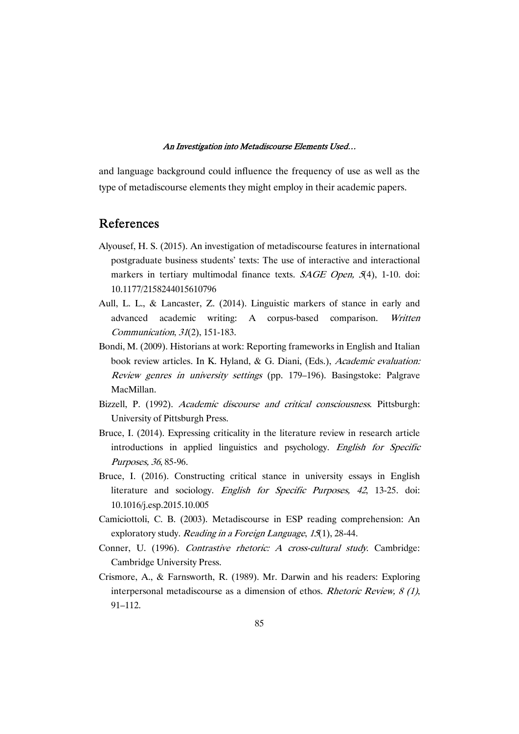and language background could influence the frequency of use as well as the type of metadiscourse elements they might employ in their academic papers.

## References

Alyousef, H. S. (2015). An investigation of metadiscourse features in international postgraduate business students' texts: The use of interactive and interactional markers in tertiary multimodal finance texts. *SAGE Open, 5*(4), 1-10. doi: 10.1177/2158244015610796

Aull, L. L., & Lancaster, Z. (2014). Linguistic markers of stance in early and advanced academic writing: A corpus-based comparison. *Written Communication*, *31*(2), 151-183.

Bondi, M. (2009). Historians at work: Reporting frameworks in English and Italian book review articles. In K. Hyland, & G. Diani, (Eds.), *Academic evaluation: Review genres in university settings* (pp. 179–196). Basingstoke: Palgrave MacMillan.

Bizzell, P. (1992). *Academic discourse and critical consciousness*. Pittsburgh: University of Pittsburgh Press.

Bruce, I. (2014). Expressing criticality in the literature review in research article introductions in applied linguistics and psychology. *English for Specific Purposes, 36*, 85-96.

Bruce, I. (2016). Constructing critical stance in university essays in English literature and sociology. *English for Specific Purposes, 42*, 13-25. doi: 10.1016/j.esp.2015.10.005

Camiciottoli, C. B. (2003). Metadiscourse in ESP reading comprehension: An exploratory study. *Reading in a Foreign Language*, *15*(1), 28-44.

Conner, U. (1996). *Contrastive rhetoric: A cross-cultural study*. Cambridge: Cambridge University Press.

Crismore, A., & Farnsworth, R. (1989). Mr. Darwin and his readers: Exploring interpersonal metadiscourse as a dimension of ethos. *Rhetoric Review, 8 (1)*, 91–112.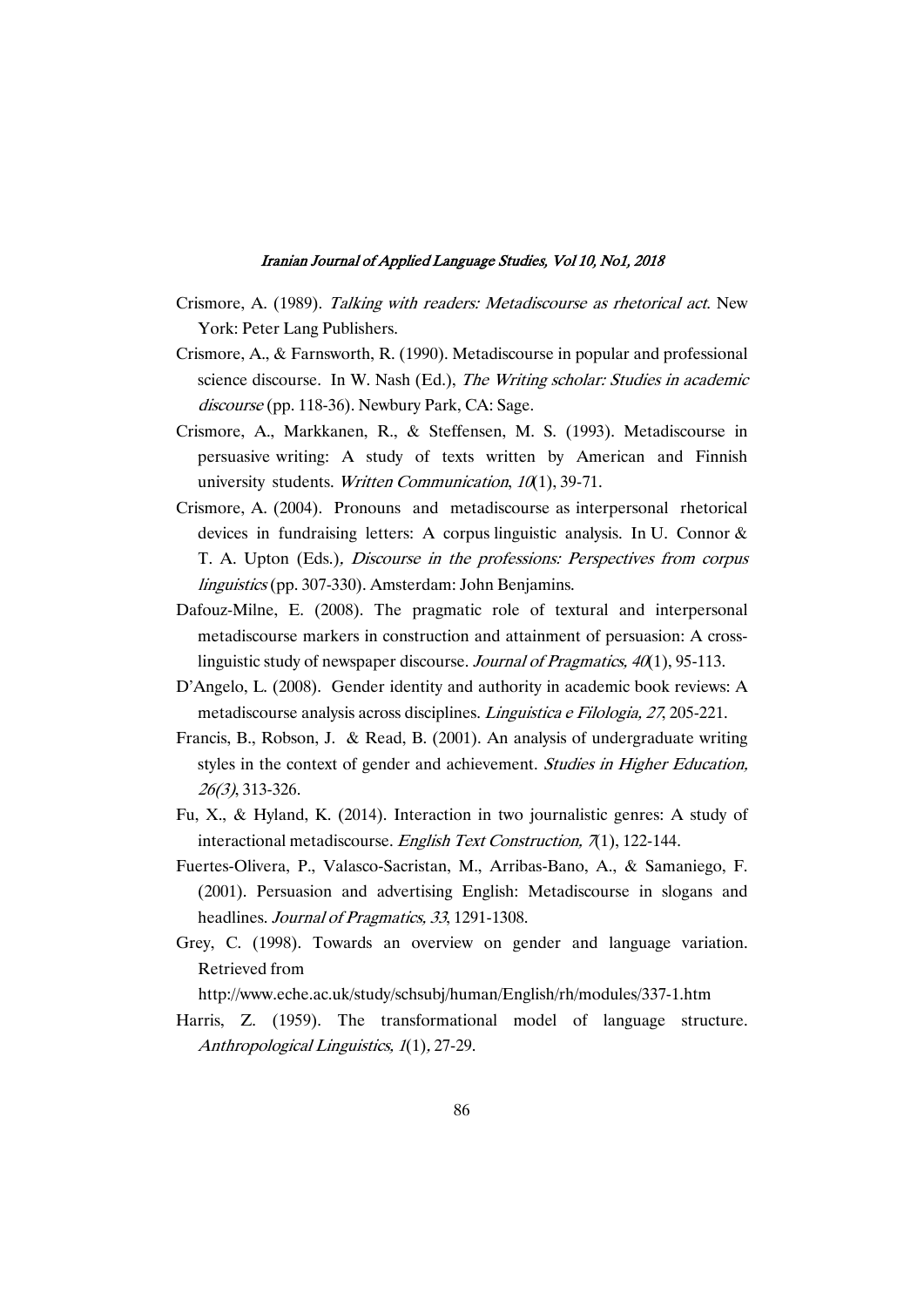Crismore, A. (1989). *Talking with readers: Metadiscourse as rhetorical act*. New York: Peter Lang Publishers.

Crismore, A., & Farnsworth, R. (1990). Metadiscourse in popular and professional science discourse. In W. Nash (Ed.), *The Writing scholar: Studies in academic discourse* (pp. 118-36). Newbury Park, CA: Sage.

Crismore, A., Markkanen, R., & Steffensen, M. S. (1993). Metadiscourse in persuasive writing: A study of texts written by American and Finnish university students. *Written Communication*, *10*(1), 39-71.

Crismore, A. (2004). Pronouns and metadiscourse as interpersonal rhetorical devices in fundraising letters: A corpus linguistic analysis. In U. Connor & T. A. Upton (Eds.), *Discourse in the professions: Perspectives from corpus linguistics* (pp. 307-330). Amsterdam: John Benjamins.

Dafouz-Milne, E. (2008). The pragmatic role of textural and interpersonal metadiscourse markers in construction and attainment of persuasion: A cross-linguistic study of newspaper discourse. *Journal of Pragmatics, 40*(1), 95-113.

D'Angelo, L. (2008). Gender identity and authority in academic book reviews: A metadiscourse analysis across disciplines. *Linguistica e Filologia, 27*, 205-221.

Francis, B., Robson, J. & Read, B. (2001). An analysis of undergraduate writing styles in the context of gender and achievement. *Studies in Higher Education, 26(3)*, 313-326.

Fu, X., & Hyland, K. (2014). Interaction in two journalistic genres: A study of interactional metadiscourse. *English Text Construction, 7*(1), 122-144.

Fuertes-Olivera, P., Valasco-Sacristan, M., Arribas-Bano, A., & Samaniego, F. (2001). Persuasion and advertising English: Metadiscourse in slogans and headlines. *Journal of Pragmatics, 33*, 1291-1308.

Grey, C. (1998). Towards an overview on gender and language variation. Retrieved from http://www.eche.ac.uk/study/schsubj/human/English/rh/modules/337-1.htm

Harris, Z. (1959). The transformational model of language structure. *Anthropological Linguistics, 1*(1), 27-29.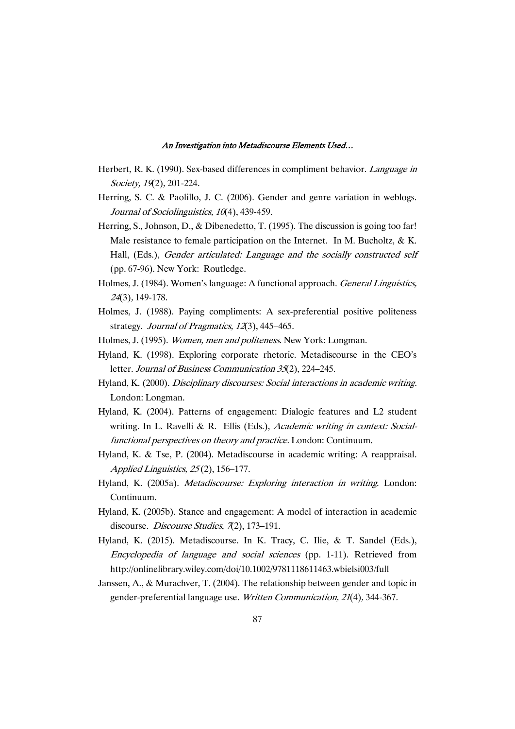Herbert, R. K. (1990). Sex-based differences in compliment behavior. *Language in Society, 19*(2), 201-224.

Herring, S. C. & Paolillo, J. C. (2006). Gender and genre variation in weblogs. *Journal of Sociolinguistics, 10*(4), 439-459.

Herring, S., Johnson, D., & Dibenedetto, T. (1995). The discussion is going too far! Male resistance to female participation on the Internet. In M. Bucholtz, & K. Hall, (Eds.), *Gender articulated: Language and the socially constructed self* (pp. 67-96). New York: Routledge.

Holmes, J. (1984). Women's language: A functional approach. *General Linguistics, 24*(3), 149-178.

Holmes, J. (1988). Paying compliments: A sex-preferential positive politeness strategy. *Journal of Pragmatics, 12*(3), 445–465.

Holmes, J. (1995). *Women, men and politeness*. New York: Longman.

Hyland, K. (1998). Exploring corporate rhetoric. Metadiscourse in the CEO's letter. *Journal of Business Communication 35*(2), 224–245.

Hyland, K. (2000). *Disciplinary discourses: Social interactions in academic writing*. London: Longman.

Hyland, K. (2004). Patterns of engagement: Dialogic features and L2 student writing. In L. Ravelli & R. Ellis (Eds.), *Academic writing in context: Social-functional perspectives on theory and practice*. London: Continuum.

Hyland, K. & Tse, P. (2004). Metadiscourse in academic writing: A reappraisal. *Applied Linguistics, 25* (2), 156–177.

Hyland, K. (2005a). *Metadiscourse: Exploring interaction in writing*. London: Continuum.

Hyland, K. (2005b). Stance and engagement: A model of interaction in academic discourse. *Discourse Studies*, *7*(2), 173–191.

Hyland, K. (2015). Metadiscourse. In K. Tracy, C. Ilie, & T. Sandel (Eds.), *Encyclopedia of language and social sciences* (pp. 1-11). Retrieved from http://onlinelibrary.wiley.com/doi/10.1002/9781118611463.wbielsi003/full

Janssen, A., & Murachver, T. (2004). The relationship between gender and topic in gender-preferential language use. *Written Communication, 21*(4), 344-367.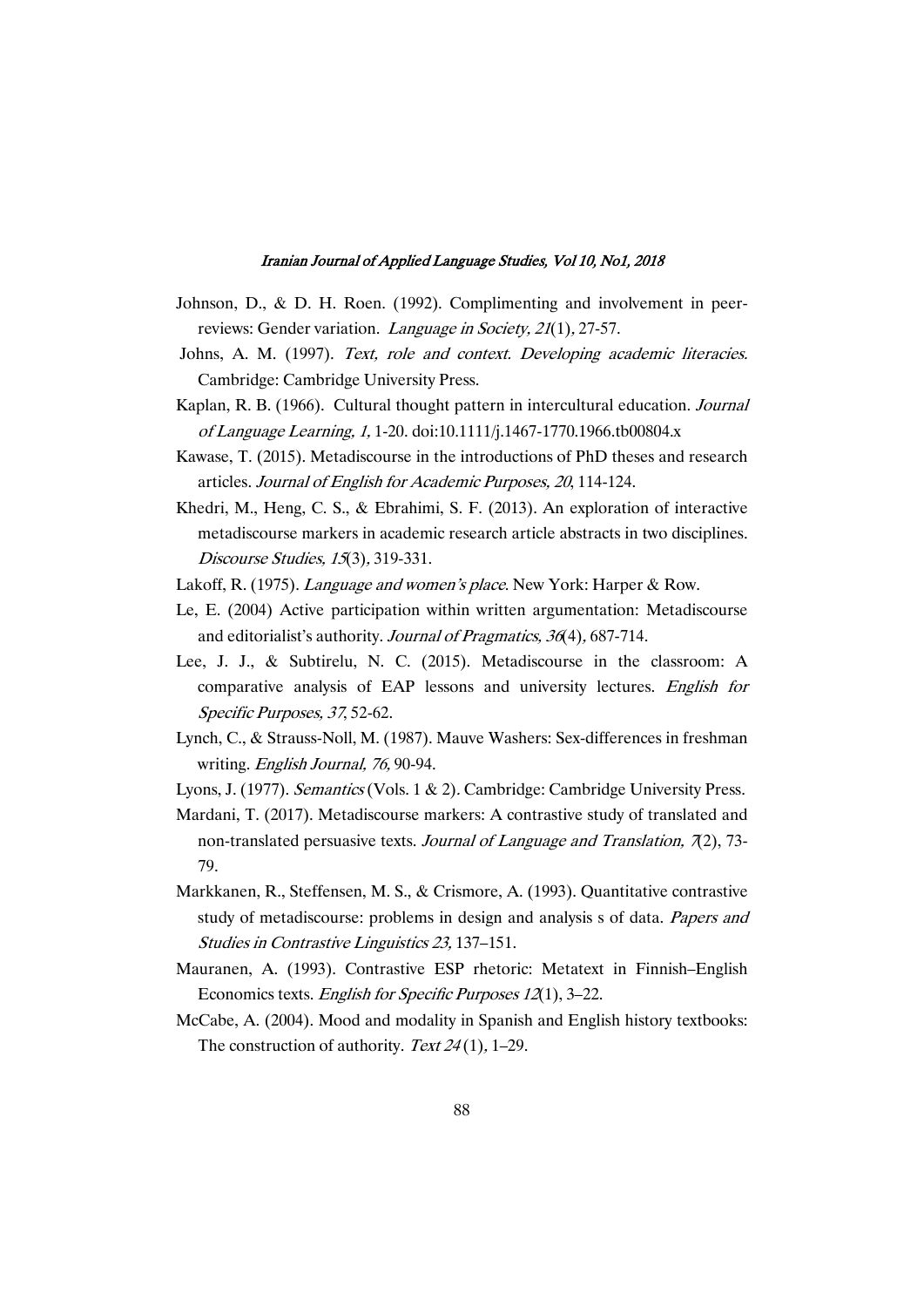Johnson, D., & D. H. Roen. (1992). Complimenting and involvement in peer-reviews: Gender variation. *Language in Society, 21*(1), 27-57.

Johns, A. M. (1997). *Text, role and context. Developing academic literacies.* Cambridge: Cambridge University Press.

Kaplan, R. B. (1966). Cultural thought pattern in intercultural education. *Journal of Language Learning, 1,* 1-20. doi:10.1111/j.1467-1770.1966.tb00804.x

Kawase, T. (2015). Metadiscourse in the introductions of PhD theses and research articles. *Journal of English for Academic Purposes, 20*, 114-124.

Khedri, M., Heng, C. S., & Ebrahimi, S. F. (2013). An exploration of interactive metadiscourse markers in academic research article abstracts in two disciplines. *Discourse Studies, 15*(3), 319-331.

Lakoff, R. (1975). *Language and women's place*. New York: Harper & Row.

Le, E. (2004) Active participation within written argumentation: Metadiscourse and editorialist's authority. *Journal of Pragmatics, 36*(4), 687-714.

Lee, J. J., & Subtirelu, N. C. (2015). Metadiscourse in the classroom: A comparative analysis of EAP lessons and university lectures. *English for Specific Purposes, 37*, 52-62.

Lynch, C., & Strauss-Noll, M. (1987). Mauve Washers: Sex-differences in freshman writing. *English Journal, 76*, 90-94.

Lyons, J. (1977). *Semantics* (Vols. 1 & 2). Cambridge: Cambridge University Press.

Mardani, T. (2017). Metadiscourse markers: A contrastive study of translated and non-translated persuasive texts. *Journal of Language and Translation, 7*(2), 73-79.

Markkanen, R., Steffensen, M. S., & Crismore, A. (1993). Quantitative contrastive study of metadiscourse: problems in design and analysis s of data. *Papers and Studies in Contrastive Linguistics 23*, 137–151.

Mauranen, A. (1993). Contrastive ESP rhetoric: Metatext in Finnish–English Economics texts. *English for Specific Purposes 12*(1), 3–22.

McCabe, A. (2004). Mood and modality in Spanish and English history textbooks: The construction of authority. *Text 24* (1), 1–29.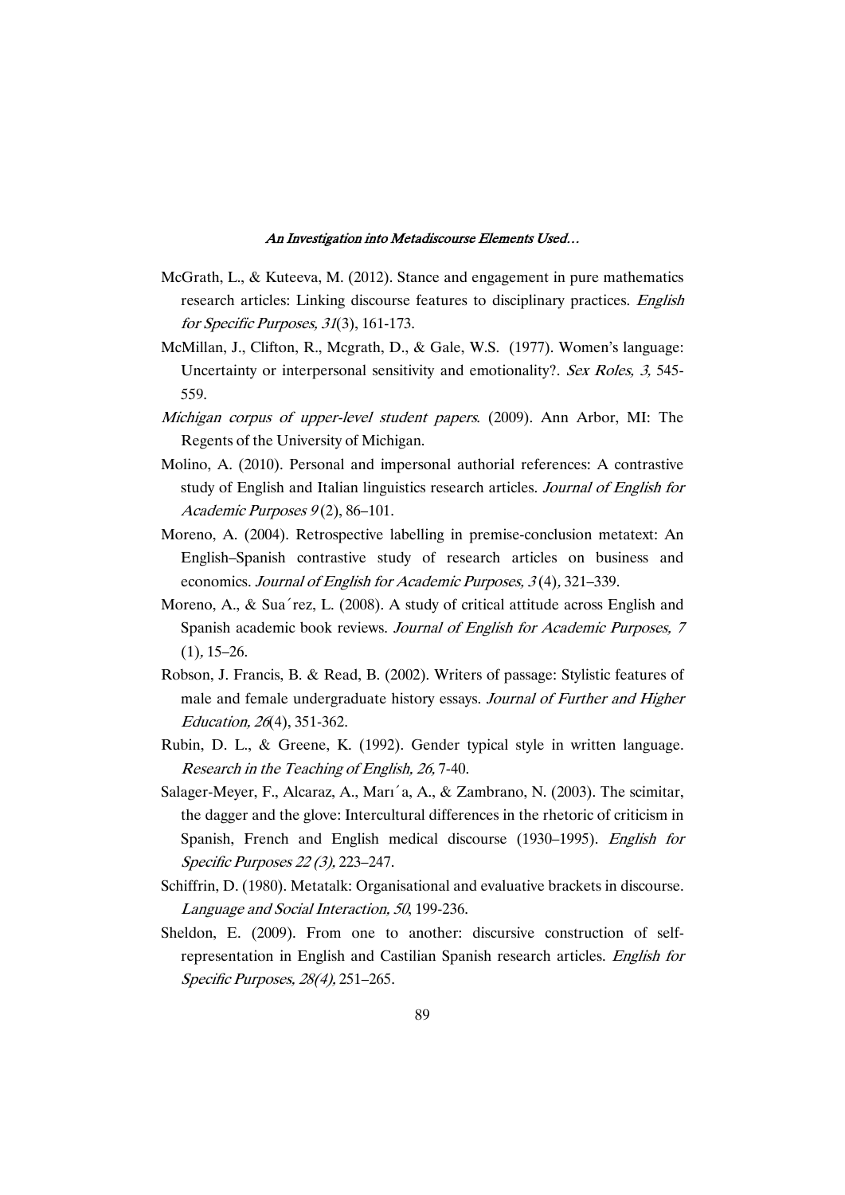McGrath, L., & Kuteeva, M. (2012). Stance and engagement in pure mathematics research articles: Linking discourse features to disciplinary practices. *English for Specific Purposes, 31*(3), 161-173.

McMillan, J., Clifton, R., Mcgrath, D., & Gale, W.S. (1977). Women's language: Uncertainty or interpersonal sensitivity and emotionality?. *Sex Roles, 3,* 545-559.

*Michigan corpus of upper-level student papers*. (2009). Ann Arbor, MI: The Regents of the University of Michigan.

Molino, A. (2010). Personal and impersonal authorial references: A contrastive study of English and Italian linguistics research articles. *Journal of English for Academic Purposes 9* (2), 86–101.

Moreno, A. (2004). Retrospective labelling in premise-conclusion metatext: An English–Spanish contrastive study of research articles on business and economics. *Journal of English for Academic Purposes, 3* (4), 321–339.

Moreno, A., & Sua´rez, L. (2008). A study of critical attitude across English and Spanish academic book reviews. *Journal of English for Academic Purposes, 7* (1), 15–26.

Robson, J. Francis, B. & Read, B. (2002). Writers of passage: Stylistic features of male and female undergraduate history essays. *Journal of Further and Higher Education, 26*(4), 351-362.

Rubin, D. L., & Greene, K. (1992). Gender typical style in written language. *Research in the Teaching of English, 26,* 7-40.

Salager-Meyer, F., Alcaraz, A., Marı´a, A., & Zambrano, N. (2003). The scimitar, the dagger and the glove: Intercultural differences in the rhetoric of criticism in Spanish, French and English medical discourse (1930–1995). *English for Specific Purposes 22 (3),* 223–247.

Schiffrin, D. (1980). Metatalk: Organisational and evaluative brackets in discourse. *Language and Social Interaction, 50*, 199-236.

Sheldon, E. (2009). From one to another: discursive construction of self-representation in English and Castilian Spanish research articles. *English for Specific Purposes, 28(4),* 251–265.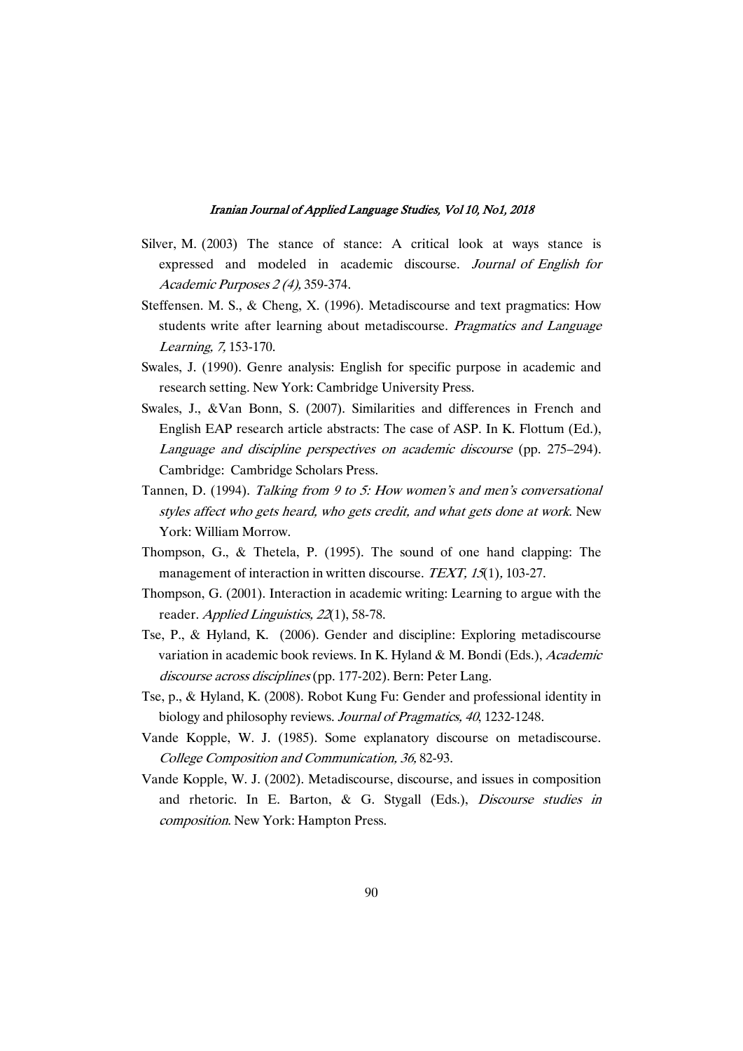Silver, M. (2003) The stance of stance: A critical look at ways stance is expressed and modeled in academic discourse. *Journal of English for Academic Purposes 2 (4),* 359-374.

Steffensen. M. S., & Cheng, X. (1996). Metadiscourse and text pragmatics: How students write after learning about metadiscourse. *Pragmatics and Language Learning, 7,* 153-170.

Swales, J. (1990). Genre analysis: English for specific purpose in academic and research setting. New York: Cambridge University Press.

Swales, J., &Van Bonn, S. (2007). Similarities and differences in French and English EAP research article abstracts: The case of ASP. In K. Flottum (Ed.), *Language and discipline perspectives on academic discourse* (pp. 275–294). Cambridge: Cambridge Scholars Press.

Tannen, D. (1994). *Talking from 9 to 5: How women's and men's conversational styles affect who gets heard, who gets credit, and what gets done at work*. New York: William Morrow.

Thompson, G., & Thetela, P. (1995). The sound of one hand clapping: The management of interaction in written discourse. *TEXT, 15*(1), 103-27.

Thompson, G. (2001). Interaction in academic writing: Learning to argue with the reader. *Applied Linguistics, 22*(1), 58-78.

Tse, P., & Hyland, K. (2006). Gender and discipline: Exploring metadiscourse variation in academic book reviews. In K. Hyland & M. Bondi (Eds.), *Academic discourse across disciplines* (pp. 177-202). Bern: Peter Lang.

Tse, p., & Hyland, K. (2008). Robot Kung Fu: Gender and professional identity in biology and philosophy reviews. *Journal of Pragmatics, 40*, 1232-1248.

Vande Kopple, W. J. (1985). Some explanatory discourse on metadiscourse. *College Composition and Communication, 36*, 82-93.

Vande Kopple, W. J. (2002). Metadiscourse, discourse, and issues in composition and rhetoric. In E. Barton, & G. Stygall (Eds.), *Discourse studies in composition*. New York: Hampton Press.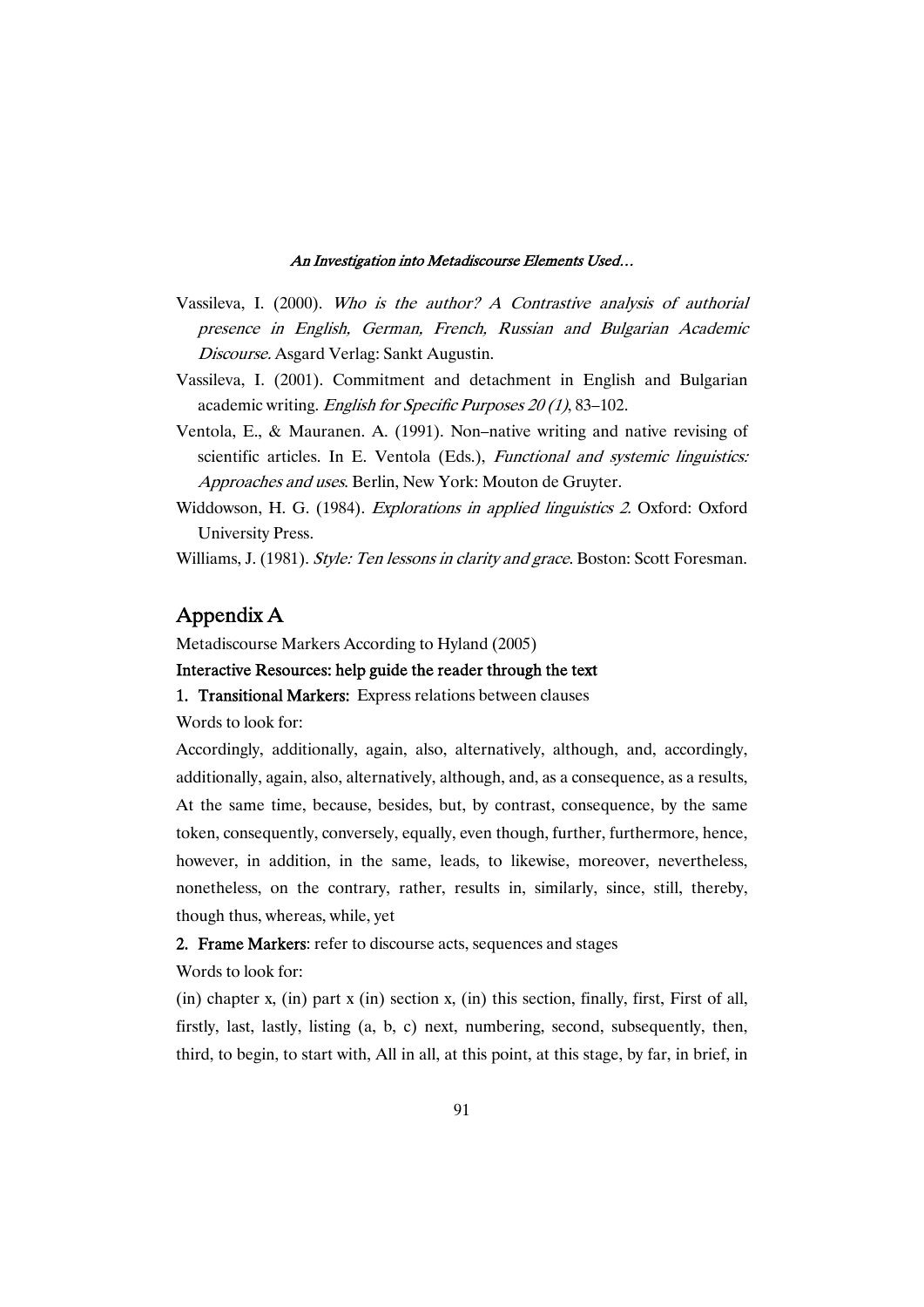Vassileva, I. (2000). *Who is the author? A Contrastive analysis of authorial presence in English, German, French, Russian and Bulgarian Academic Discourse*. Asgard Verlag: Sankt Augustin.

Vassileva, I. (2001). Commitment and detachment in English and Bulgarian academic writing. *English for Specific Purposes 20 (1)*, 83–102.

Ventola, E., & Mauranen. A. (1991). Non–native writing and native revising of scientific articles. In E. Ventola (Eds.), *Functional and systemic linguistics: Approaches and uses*. Berlin, New York: Mouton de Gruyter.

Widdowson, H. G. (1984). *Explorations in applied linguistics 2*. Oxford: Oxford University Press.

Williams, J. (1981). *Style: Ten lessons in clarity and grace*. Boston: Scott Foresman.

## Appendix A

Metadiscourse Markers According to Hyland (2005)

**Interactive Resources: help guide the reader through the text**

1. **Transitional Markers:** Express relations between clauses

Words to look for:

Accordingly, additionally, again, also, alternatively, although, and, accordingly, additionally, again, also, alternatively, although, and, as a consequence, as a results, At the same time, because, besides, but, by contrast, consequence, by the same token, consequently, conversely, equally, even though, further, furthermore, hence, however, in addition, in the same, leads, to likewise, moreover, nevertheless, nonetheless, on the contrary, rather, results in, similarly, since, still, thereby, though thus, whereas, while, yet

2. **Frame Markers**: refer to discourse acts, sequences and stages

Words to look for:

(in) chapter x, (in) part x (in) section x, (in) this section, finally, first, First of all, firstly, last, lastly, listing (a, b, c) next, numbering, second, subsequently, then, third, to begin, to start with, All in all, at this point, at this stage, by far, in brief, in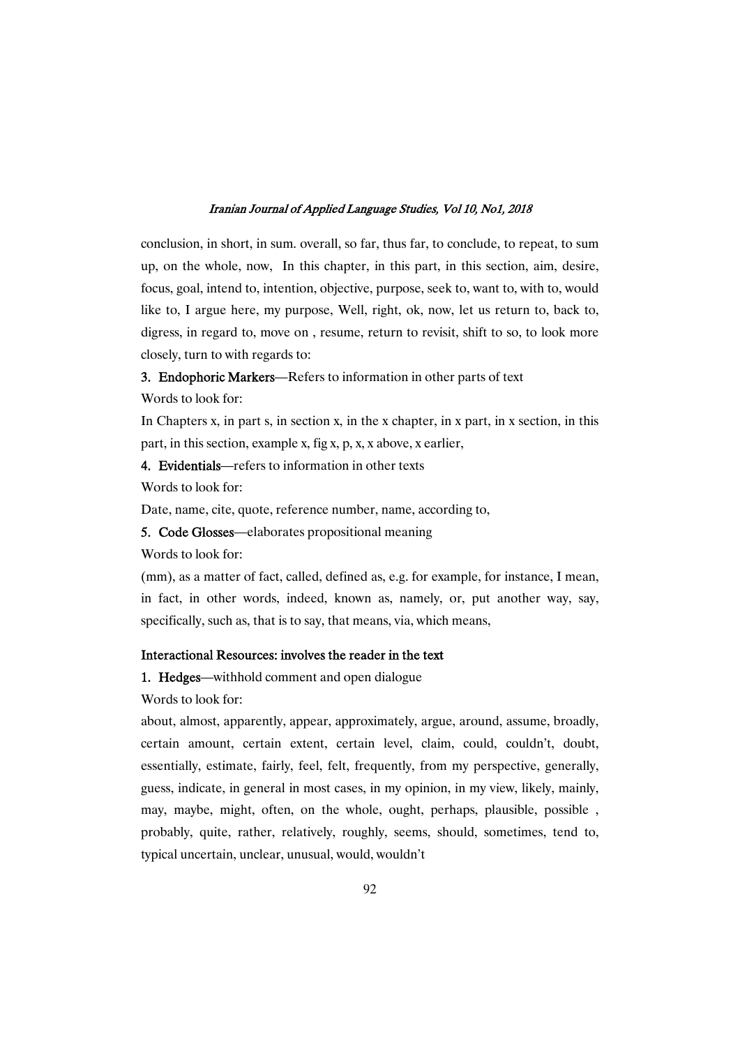conclusion, in short, in sum. overall, so far, thus far, to conclude, to repeat, to sum up, on the whole, now, In this chapter, in this part, in this section, aim, desire, focus, goal, intend to, intention, objective, purpose, seek to, want to, with to, would like to, I argue here, my purpose, Well, right, ok, now, let us return to, back to, digress, in regard to, move on , resume, return to revisit, shift to so, to look more closely, turn to with regards to:

3. **Endophoric Markers**—Refers to information in other parts of text

Words to look for:

In Chapters x, in part s, in section x, in the x chapter, in x part, in x section, in this part, in this section, example x, fig x, p, x, x above, x earlier,

4. **Evidentials**—refers to information in other texts

Words to look for:

Date, name, cite, quote, reference number, name, according to,

5. **Code Glosses**—elaborates propositional meaning

Words to look for:

(mm), as a matter of fact, called, defined as, e.g. for example, for instance, I mean, in fact, in other words, indeed, known as, namely, or, put another way, say, specifically, such as, that is to say, that means, via, which means,

**Interactional Resources: involves the reader in the text**

1. **Hedges**—withhold comment and open dialogue

Words to look for:

about, almost, apparently, appear, approximately, argue, around, assume, broadly, certain amount, certain extent, certain level, claim, could, couldn't, doubt, essentially, estimate, fairly, feel, felt, frequently, from my perspective, generally, guess, indicate, in general in most cases, in my opinion, in my view, likely, mainly, may, maybe, might, often, on the whole, ought, perhaps, plausible, possible , probably, quite, rather, relatively, roughly, seems, should, sometimes, tend to, typical uncertain, unclear, unusual, would, wouldn't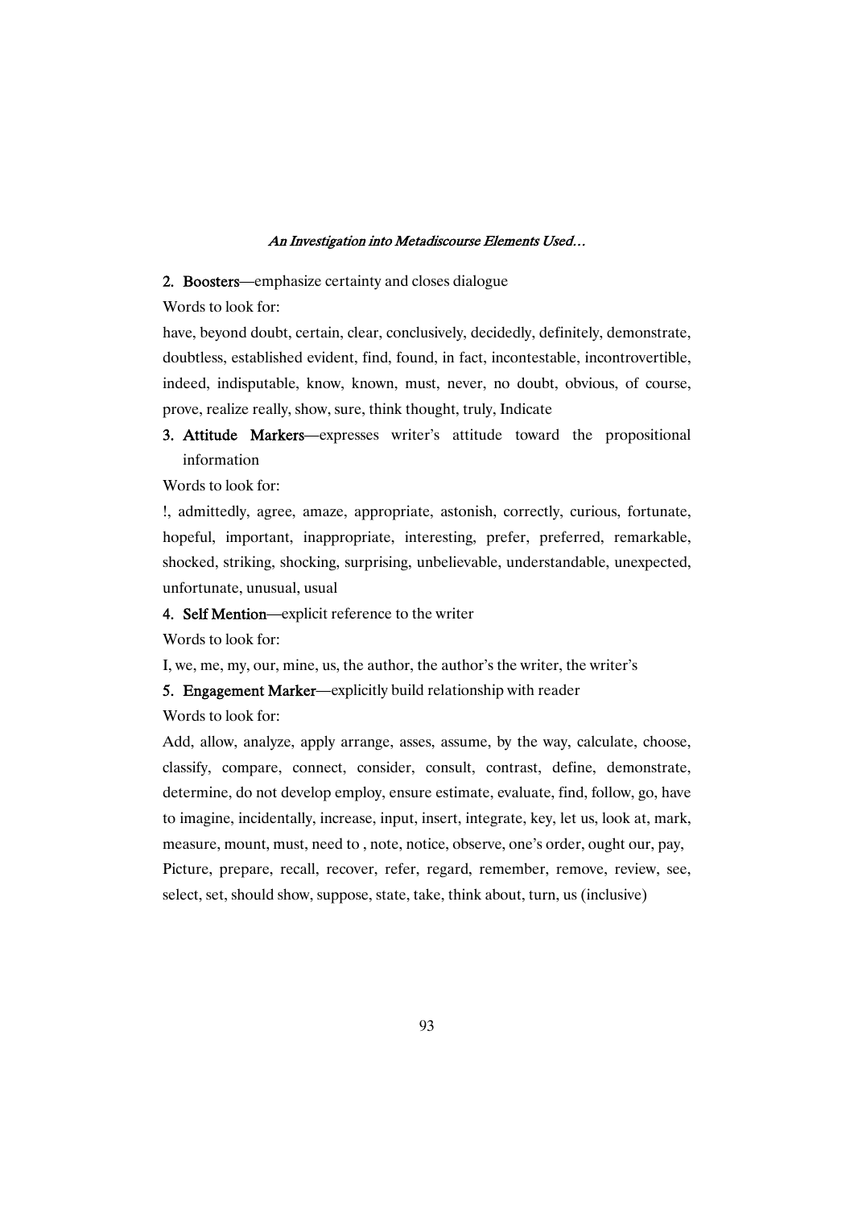2. **Boosters**—emphasize certainty and closes dialogue

Words to look for:

have, beyond doubt, certain, clear, conclusively, decidedly, definitely, demonstrate, doubtless, established evident, find, found, in fact, incontestable, incontrovertible, indeed, indisputable, know, known, must, never, no doubt, obvious, of course, prove, realize really, show, sure, think thought, truly, Indicate

3. **Attitude Markers**—expresses writer's attitude toward the propositional information

Words to look for:

!, admittedly, agree, amaze, appropriate, astonish, correctly, curious, fortunate, hopeful, important, inappropriate, interesting, prefer, preferred, remarkable, shocked, striking, shocking, surprising, unbelievable, understandable, unexpected, unfortunate, unusual, usual

4. **Self Mention**—explicit reference to the writer

Words to look for:

I, we, me, my, our, mine, us, the author, the author's the writer, the writer's

5. **Engagement Marker**—explicitly build relationship with reader

Words to look for:

Add, allow, analyze, apply arrange, asses, assume, by the way, calculate, choose, classify, compare, connect, consider, consult, contrast, define, demonstrate, determine, do not develop employ, ensure estimate, evaluate, find, follow, go, have to imagine, incidentally, increase, input, insert, integrate, key, let us, look at, mark, measure, mount, must, need to , note, notice, observe, one's order, ought our, pay, Picture, prepare, recall, recover, refer, regard, remember, remove, review, see, select, set, should show, suppose, state, take, think about, turn, us (inclusive)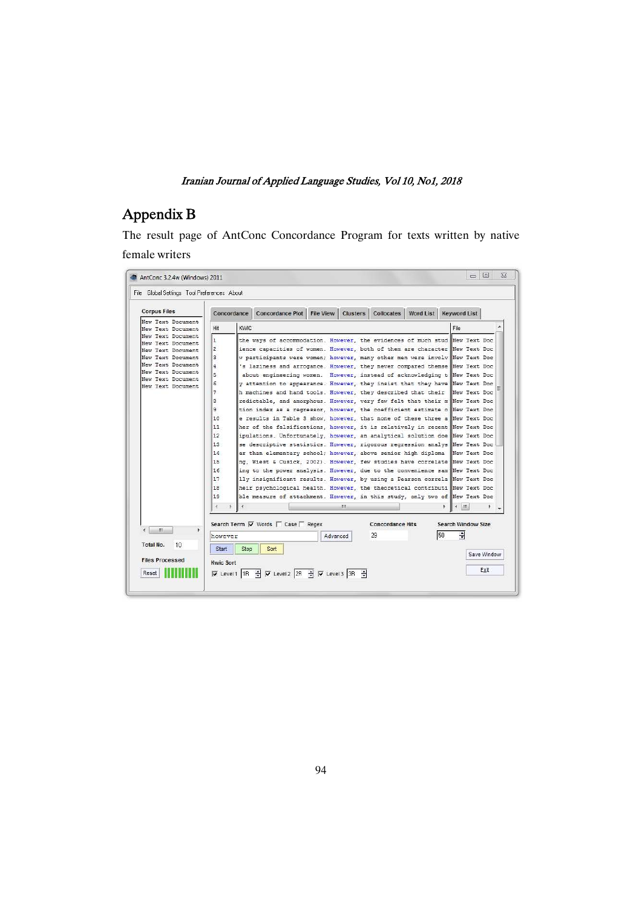## Appendix B

The result page of AntConc Concordance Program for texts written by native female writers